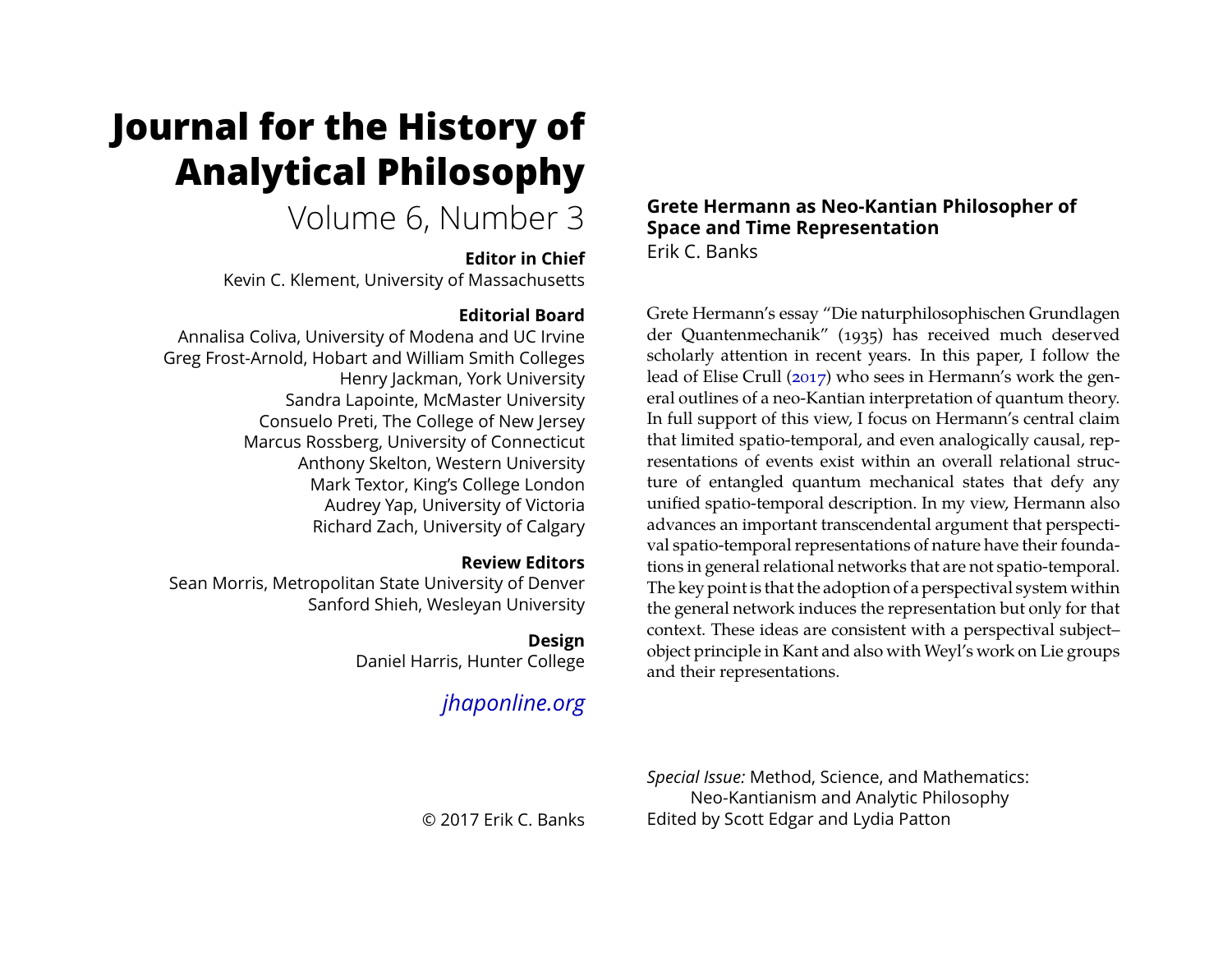# Journal for the History of Analytical Philosophy

Volume 6, Number 3

**Editor in Chief**

Kevin C. Klement, University of Massachusetts

**Editorial Board**

Annalisa Coliva, University of Modena and UC Irvine
Greg Frost-Arnold, Hobart and William Smith Colleges
Henry Jackman, York University
Sandra Lapointe, McMaster University
Consuelo Preti, The College of New Jersey
Marcus Rossberg, University of Connecticut
Anthony Skelton, Western University
Mark Textor, King's College London
Audrey Yap, University of Victoria
Richard Zach, University of Calgary

**Review Editors**

Sean Morris, Metropolitan State University of Denver
Sanford Shieh, Wesleyan University

**Design**

Daniel Harris, Hunter College

*jhaponline.org*

© 2017 Erik C. Banks

## Grete Hermann as Neo-Kantian Philosopher of Space and Time Representation

Erik C. Banks

Grete Hermann's essay "Die naturphilosophischen Grundlagen der Quantenmechanik" (1935) has received much deserved scholarly attention in recent years. In this paper, I follow the lead of Elise Crull (2017) who sees in Hermann's work the general outlines of a neo-Kantian interpretation of quantum theory. In full support of this view, I focus on Hermann's central claim that limited spatio-temporal, and even analogically causal, representations of events exist within an overall relational structure of entangled quantum mechanical states that defy any unified spatio-temporal description. In my view, Hermann also advances an important transcendental argument that perspectival spatio-temporal representations of nature have their foundations in general relational networks that are not spatio-temporal. The key point is that the adoption of a perspectival system within the general network induces the representation but only for that context. These ideas are consistent with a perspectival subject–object principle in Kant and also with Weyl's work on Lie groups and their representations.

*Special Issue:* Method, Science, and Mathematics: Neo-Kantianism and Analytic Philosophy
Edited by Scott Edgar and Lydia Patton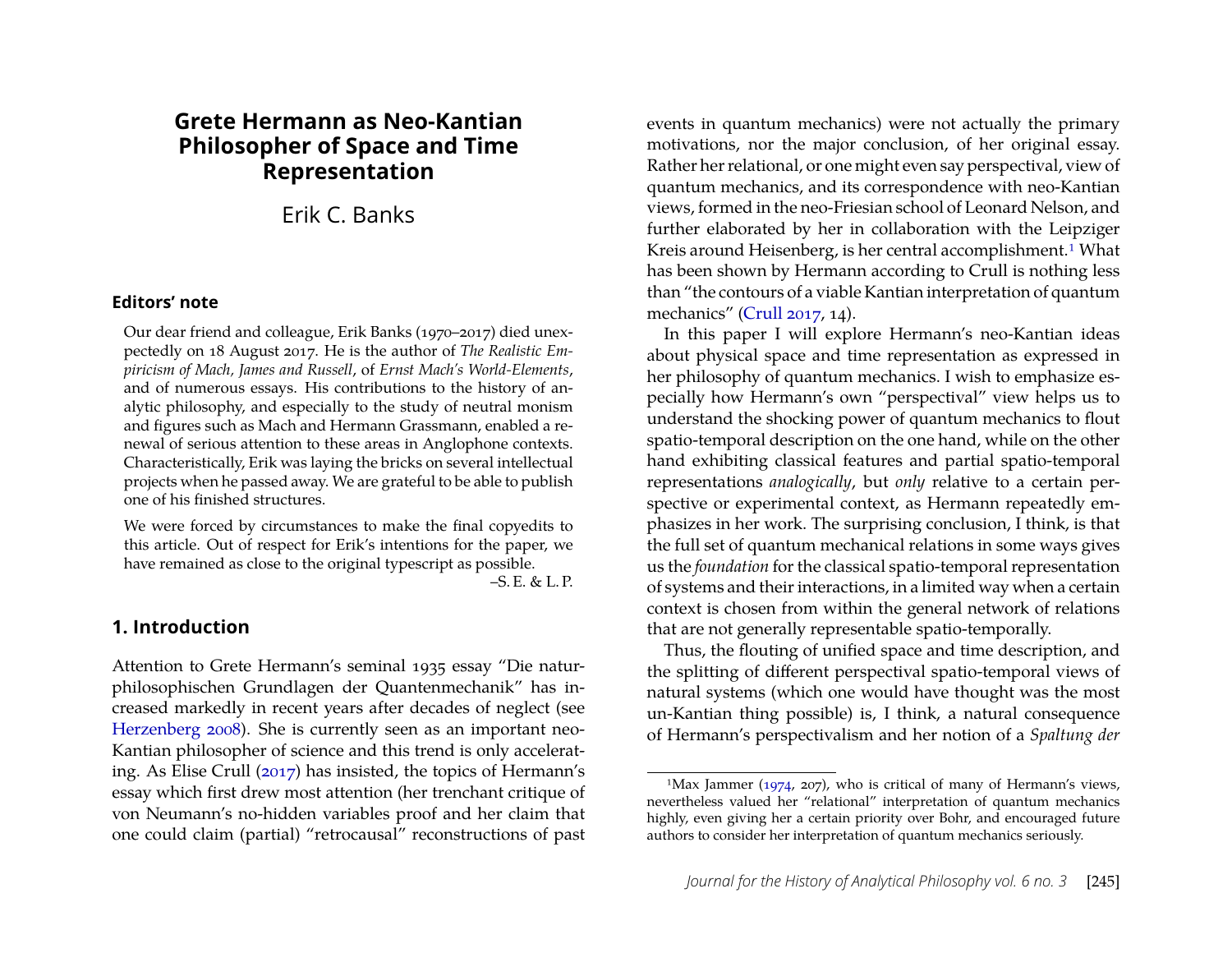# Grete Hermann as Neo-Kantian Philosopher of Space and Time Representation

Erik C. Banks

### Editors' note

Our dear friend and colleague, Erik Banks (1970–2017) died unexpectedly on 18 August 2017. He is the author of *The Realistic Empiricism of Mach, James and Russell*, of *Ernst Mach's World-Elements*, and of numerous essays. His contributions to the history of analytic philosophy, and especially to the study of neutral monism and figures such as Mach and Hermann Grassmann, enabled a renewal of serious attention to these areas in Anglophone contexts. Characteristically, Erik was laying the bricks on several intellectual projects when he passed away. We are grateful to be able to publish one of his finished structures.

We were forced by circumstances to make the final copyedits to this article. Out of respect for Erik's intentions for the paper, we have remained as close to the original typescript as possible.

–S. E. & L. P.

## 1. Introduction

Attention to Grete Hermann's seminal 1935 essay "Die naturphilosophischen Grundlagen der Quantenmechanik" has increased markedly in recent years after decades of neglect (see Herzenberg 2008). She is currently seen as an important neo-Kantian philosopher of science and this trend is only accelerating. As Elise Crull (2017) has insisted, the topics of Hermann's essay which first drew most attention (her trenchant critique of von Neumann's no-hidden variables proof and her claim that one could claim (partial) "retrocausal" reconstructions of past events in quantum mechanics) were not actually the primary motivations, nor the major conclusion, of her original essay. Rather her relational, or one might even say perspectival, view of quantum mechanics, and its correspondence with neo-Kantian views, formed in the neo-Friesian school of Leonard Nelson, and further elaborated by her in collaboration with the Leipziger Kreis around Heisenberg, is her central accomplishment.[1] What has been shown by Hermann according to Crull is nothing less than "the contours of a viable Kantian interpretation of quantum mechanics" (Crull 2017, 14).

In this paper I will explore Hermann's neo-Kantian ideas about physical space and time representation as expressed in her philosophy of quantum mechanics. I wish to emphasize especially how Hermann's own "perspectival" view helps us to understand the shocking power of quantum mechanics to flout spatio-temporal description on the one hand, while on the other hand exhibiting classical features and partial spatio-temporal representations *analogically*, but *only* relative to a certain perspective or experimental context, as Hermann repeatedly emphasizes in her work. The surprising conclusion, I think, is that the full set of quantum mechanical relations in some ways gives us the *foundation* for the classical spatio-temporal representation of systems and their interactions, in a limited way when a certain context is chosen from within the general network of relations that are not generally representable spatio-temporally.

Thus, the flouting of unified space and time description, and the splitting of different perspectival spatio-temporal views of natural systems (which one would have thought was the most un-Kantian thing possible) is, I think, a natural consequence of Hermann's perspectivalism and her notion of a *Spaltung der*

[1] Max Jammer (1974, 207), who is critical of many of Hermann's views, nevertheless valued her "relational" interpretation of quantum mechanics highly, even giving her a certain priority over Bohr, and encouraged future authors to consider her interpretation of quantum mechanics seriously.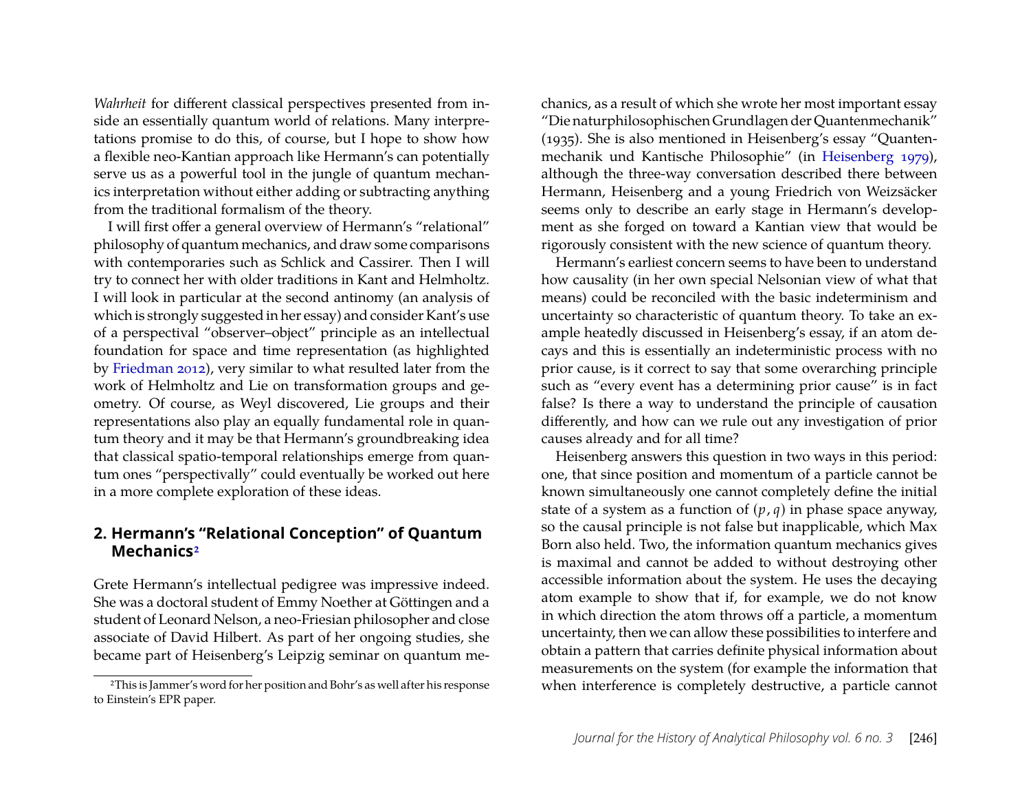*Wahrheit* for different classical perspectives presented from inside an essentially quantum world of relations. Many interpretations promise to do this, of course, but I hope to show how a flexible neo-Kantian approach like Hermann's can potentially serve us as a powerful tool in the jungle of quantum mechanics interpretation without either adding or subtracting anything from the traditional formalism of the theory.

I will first offer a general overview of Hermann's "relational" philosophy of quantum mechanics, and draw some comparisons with contemporaries such as Schlick and Cassirer. Then I will try to connect her with older traditions in Kant and Helmholtz. I will look in particular at the second antinomy (an analysis of which is strongly suggested in her essay) and consider Kant's use of a perspectival "observer–object" principle as an intellectual foundation for space and time representation (as highlighted by Friedman 2012), very similar to what resulted later from the work of Helmholtz and Lie on transformation groups and geometry. Of course, as Weyl discovered, Lie groups and their representations also play an equally fundamental role in quantum theory and it may be that Hermann's groundbreaking idea that classical spatio-temporal relationships emerge from quantum ones "perspectivally" could eventually be worked out here in a more complete exploration of these ideas.

## 2. Hermann's "Relational Conception" of Quantum Mechanics[2]

Grete Hermann's intellectual pedigree was impressive indeed. She was a doctoral student of Emmy Noether at Göttingen and a student of Leonard Nelson, a neo-Friesian philosopher and close associate of David Hilbert. As part of her ongoing studies, she became part of Heisenberg's Leipzig seminar on quantum mechanics, as a result of which she wrote her most important essay "Die naturphilosophischen Grundlagen der Quantenmechanik" (1935). She is also mentioned in Heisenberg's essay "Quantenmechanik und Kantische Philosophie" (in Heisenberg 1979), although the three-way conversation described there between Hermann, Heisenberg and a young Friedrich von Weizsäcker seems only to describe an early stage in Hermann's development as she forged on toward a Kantian view that would be rigorously consistent with the new science of quantum theory.

Hermann's earliest concern seems to have been to understand how causality (in her own special Nelsonian view of what that means) could be reconciled with the basic indeterminism and uncertainty so characteristic of quantum theory. To take an example heatedly discussed in Heisenberg's essay, if an atom decays and this is essentially an indeterministic process with no prior cause, is it correct to say that some overarching principle such as "every event has a determining prior cause" is in fact false? Is there a way to understand the principle of causation differently, and how can we rule out any investigation of prior causes already and for all time?

Heisenberg answers this question in two ways in this period: one, that since position and momentum of a particle cannot be known simultaneously one cannot completely define the initial state of a system as a function of $(p, q)$ in phase space anyway, so the causal principle is not false but inapplicable, which Max Born also held. Two, the information quantum mechanics gives is maximal and cannot be added to without destroying other accessible information about the system. He uses the decaying atom example to show that if, for example, we do not know in which direction the atom throws off a particle, a momentum uncertainty, then we can allow these possibilities to interfere and obtain a pattern that carries definite physical information about measurements on the system (for example the information that when interference is completely destructive, a particle cannot

[2] This is Jammer's word for her position and Bohr's as well after his response to Einstein's EPR paper.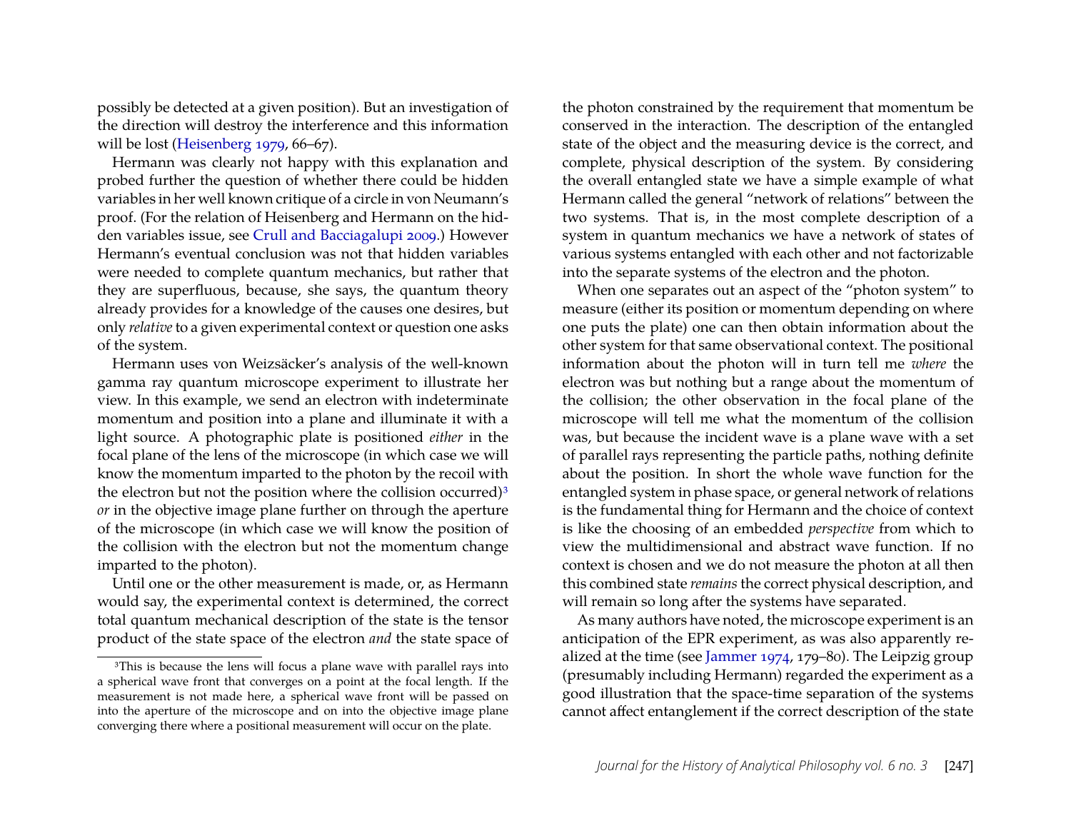possibly be detected at a given position). But an investigation of the direction will destroy the interference and this information will be lost (Heisenberg 1979, 66–67).

Hermann was clearly not happy with this explanation and probed further the question of whether there could be hidden variables in her well known critique of a circle in von Neumann's proof. (For the relation of Heisenberg and Hermann on the hidden variables issue, see Crull and Bacciagalupi 2009.) However Hermann's eventual conclusion was not that hidden variables were needed to complete quantum mechanics, but rather that they are superfluous, because, she says, the quantum theory already provides for a knowledge of the causes one desires, but only *relative* to a given experimental context or question one asks of the system.

Hermann uses von Weizsäcker's analysis of the well-known gamma ray quantum microscope experiment to illustrate her view. In this example, we send an electron with indeterminate momentum and position into a plane and illuminate it with a light source. A photographic plate is positioned *either* in the focal plane of the lens of the microscope (in which case we will know the momentum imparted to the photon by the recoil with the electron but not the position where the collision occurred)[3] *or* in the objective image plane further on through the aperture of the microscope (in which case we will know the position of the collision with the electron but not the momentum change imparted to the photon).

Until one or the other measurement is made, or, as Hermann would say, the experimental context is determined, the correct total quantum mechanical description of the state is the tensor product of the state space of the electron *and* the state space of the photon constrained by the requirement that momentum be conserved in the interaction. The description of the entangled state of the object and the measuring device is the correct, and complete, physical description of the system. By considering the overall entangled state we have a simple example of what Hermann called the general "network of relations" between the two systems. That is, in the most complete description of a system in quantum mechanics we have a network of states of various systems entangled with each other and not factorizable into the separate systems of the electron and the photon.

When one separates out an aspect of the "photon system" to measure (either its position or momentum depending on where one puts the plate) one can then obtain information about the other system for that same observational context. The positional information about the photon will in turn tell me *where* the electron was but nothing but a range about the momentum of the collision; the other observation in the focal plane of the microscope will tell me what the momentum of the collision was, but because the incident wave is a plane wave with a set of parallel rays representing the particle paths, nothing definite about the position. In short the whole wave function for the entangled system in phase space, or general network of relations is the fundamental thing for Hermann and the choice of context is like the choosing of an embedded *perspective* from which to view the multidimensional and abstract wave function. If no context is chosen and we do not measure the photon at all then this combined state *remains* the correct physical description, and will remain so long after the systems have separated.

As many authors have noted, the microscope experiment is an anticipation of the EPR experiment, as was also apparently realized at the time (see Jammer 1974, 179–80). The Leipzig group (presumably including Hermann) regarded the experiment as a good illustration that the space-time separation of the systems cannot affect entanglement if the correct description of the state

[3] This is because the lens will focus a plane wave with parallel rays into a spherical wave front that converges on a point at the focal length. If the measurement is not made here, a spherical wave front will be passed on into the aperture of the microscope and on into the objective image plane converging there where a positional measurement will occur on the plate.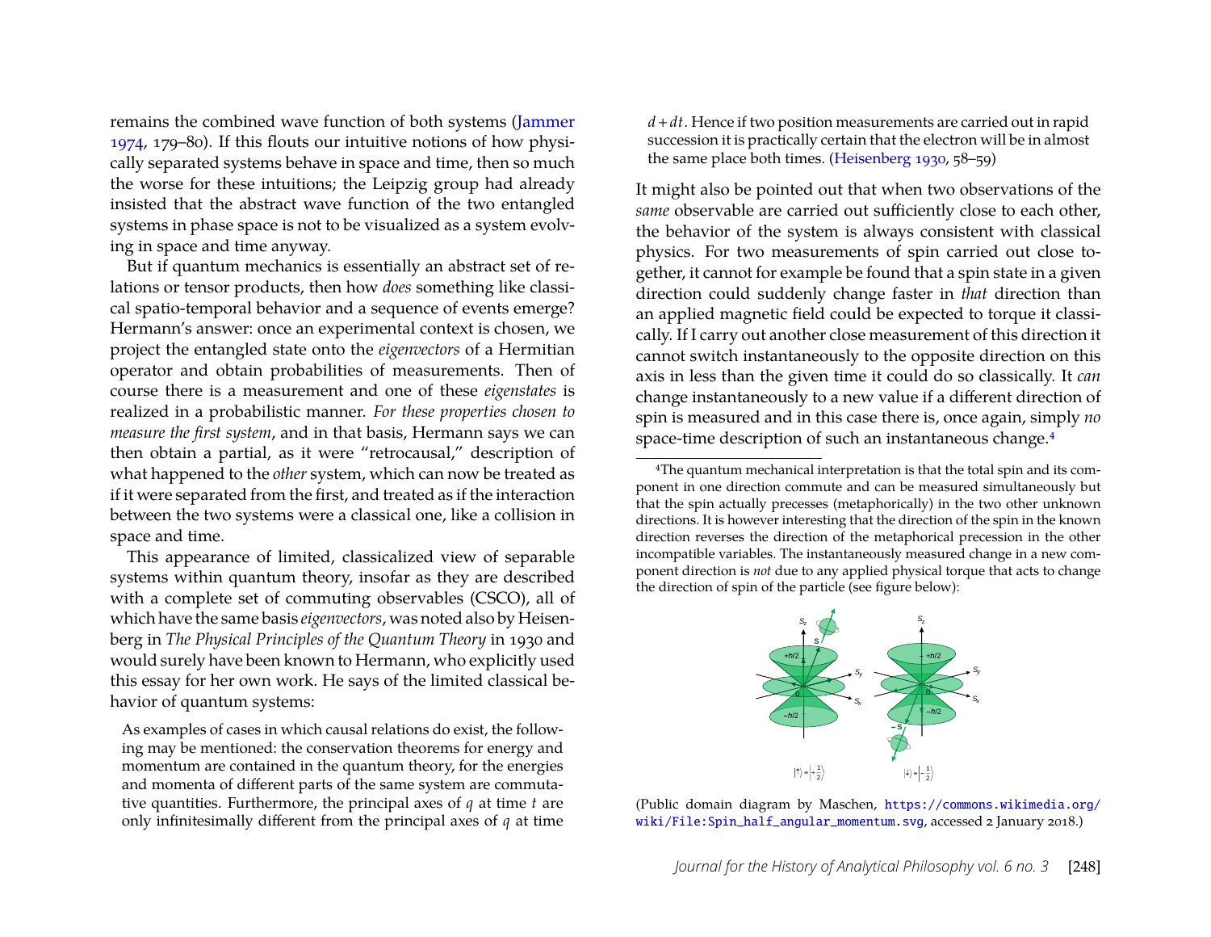remains the combined wave function of both systems (Jammer 1974, 179–80). If this flouts our intuitive notions of how physically separated systems behave in space and time, then so much the worse for these intuitions; the Leipzig group had already insisted that the abstract wave function of the two entangled systems in phase space is not to be visualized as a system evolving in space and time anyway.

But if quantum mechanics is essentially an abstract set of relations or tensor products, then how *does* something like classical spatio-temporal behavior and a sequence of events emerge? Hermann's answer: once an experimental context is chosen, we project the entangled state onto the *eigenvectors* of a Hermitian operator and obtain probabilities of measurements. Then of course there is a measurement and one of these *eigenstates* is realized in a probabilistic manner. *For these properties chosen to measure the first system*, and in that basis, Hermann says we can then obtain a partial, as it were "retrocausal," description of what happened to the *other* system, which can now be treated as if it were separated from the first, and treated as if the interaction between the two systems were a classical one, like a collision in space and time.

This appearance of limited, classicalized view of separable systems within quantum theory, insofar as they are described with a complete set of commuting observables (CSCO), all of which have the same basis *eigenvectors*, was noted also by Heisenberg in *The Physical Principles of the Quantum Theory* in 1930 and would surely have been known to Hermann, who explicitly used this essay for her own work. He says of the limited classical behavior of quantum systems:

> As examples of cases in which causal relations do exist, the following may be mentioned: the conservation theorems for energy and momentum are contained in the quantum theory, for the energies and momenta of different parts of the same system are commutative quantities. Furthermore, the principal axes of $q$ at time $t$ are only infinitesimally different from the principal axes of $q$ at time $d+dt$. Hence if two position measurements are carried out in rapid succession it is practically certain that the electron will be in almost the same place both times. (Heisenberg 1930, 58–59)

It might also be pointed out that when two observations of the *same* observable are carried out sufficiently close to each other, the behavior of the system is always consistent with classical physics. For two measurements of spin carried out close together, it cannot for example be found that a spin state in a given direction could suddenly change faster in *that* direction than an applied magnetic field could be expected to torque it classically. If I carry out another close measurement of this direction it cannot switch instantaneously to the opposite direction on this axis in less than the given time it could do so classically. It *can* change instantaneously to a new value if a different direction of spin is measured and in this case there is, once again, simply *no* space-time description of such an instantaneous change.[4]

[4] The quantum mechanical interpretation is that the total spin and its component in one direction commute and can be measured simultaneously but that the spin actually precesses (metaphorically) in the two other unknown directions. It is however interesting that the direction of the spin in the known direction reverses the direction of the metaphorical precession in the other incompatible variables. The instantaneously measured change in a new component direction is *not* due to any applied physical torque that acts to change the direction of spin of the particle (see figure below):

$S_z$ $S$ $+\hbar/2$ $S_y$ 0 $S_x$ $-\hbar/2$ $|\uparrow\rangle = |+\frac{1}{2}\rangle$

$S_z$ $+\hbar/2$ $S_y$ 0 $S_x$ $-\hbar/2$ $-S$ $|\downarrow\rangle = |-\frac{1}{2}\rangle$

(Public domain diagram by Maschen, https://commons.wikimedia.org/wiki/File:Spin_half_angular_momentum.svg, accessed 2 January 2018.)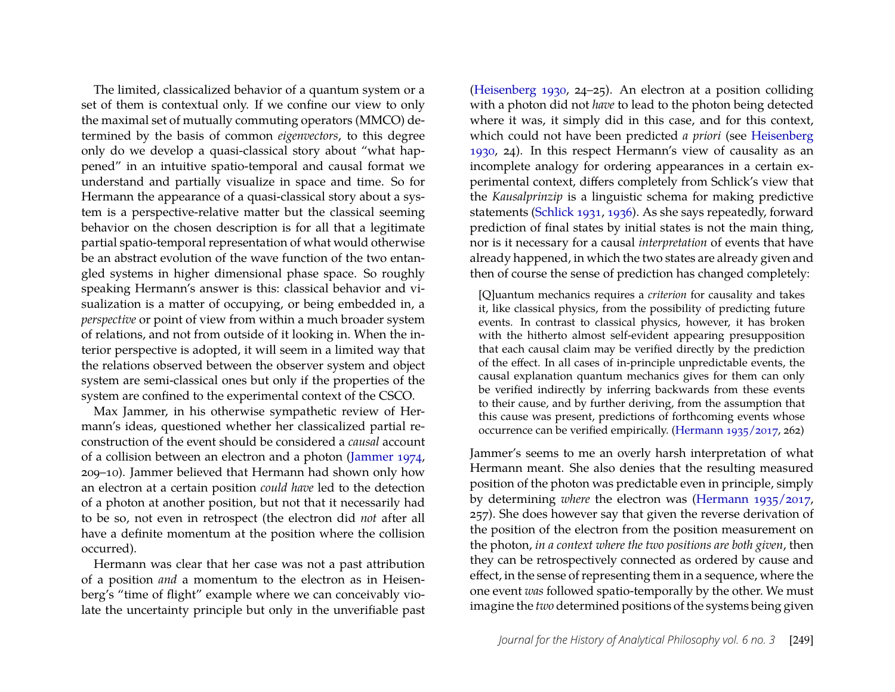The limited, classicalized behavior of a quantum system or a set of them is contextual only. If we confine our view to only the maximal set of mutually commuting operators (MMCO) determined by the basis of common *eigenvectors*, to this degree only do we develop a quasi-classical story about "what happened" in an intuitive spatio-temporal and causal format we understand and partially visualize in space and time. So for Hermann the appearance of a quasi-classical story about a system is a perspective-relative matter but the classical seeming behavior on the chosen description is for all that a legitimate partial spatio-temporal representation of what would otherwise be an abstract evolution of the wave function of the two entangled systems in higher dimensional phase space. So roughly speaking Hermann's answer is this: classical behavior and visualization is a matter of occupying, or being embedded in, a *perspective* or point of view from within a much broader system of relations, and not from outside of it looking in. When the interior perspective is adopted, it will seem in a limited way that the relations observed between the observer system and object system are semi-classical ones but only if the properties of the system are confined to the experimental context of the CSCO.

Max Jammer, in his otherwise sympathetic review of Hermann's ideas, questioned whether her classicalized partial reconstruction of the event should be considered a *causal* account of a collision between an electron and a photon (Jammer 1974, 209–10). Jammer believed that Hermann had shown only how an electron at a certain position *could have* led to the detection of a photon at another position, but not that it necessarily had to be so, not even in retrospect (the electron did *not* after all have a definite momentum at the position where the collision occurred).

Hermann was clear that her case was not a past attribution of a position *and* a momentum to the electron as in Heisenberg's "time of flight" example where we can conceivably violate the uncertainty principle but only in the unverifiable past (Heisenberg 1930, 24–25). An electron at a position colliding with a photon did not *have* to lead to the photon being detected where it was, it simply did in this case, and for this context, which could not have been predicted *a priori* (see Heisenberg 1930, 24). In this respect Hermann's view of causality as an incomplete analogy for ordering appearances in a certain experimental context, differs completely from Schlick's view that the *Kausalprinzip* is a linguistic schema for making predictive statements (Schlick 1931, 1936). As she says repeatedly, forward prediction of final states by initial states is not the main thing, nor is it necessary for a causal *interpretation* of events that have already happened, in which the two states are already given and then of course the sense of prediction has changed completely:

> [Q]uantum mechanics requires a *criterion* for causality and takes it, like classical physics, from the possibility of predicting future events. In contrast to classical physics, however, it has broken with the hitherto almost self-evident appearing presupposition that each causal claim may be verified directly by the prediction of the effect. In all cases of in-principle unpredictable events, the causal explanation quantum mechanics gives for them can only be verified indirectly by inferring backwards from these events to their cause, and by further deriving, from the assumption that this cause was present, predictions of forthcoming events whose occurrence can be verified empirically. (Hermann 1935/2017, 262)

Jammer's seems to me an overly harsh interpretation of what Hermann meant. She also denies that the resulting measured position of the photon was predictable even in principle, simply by determining *where* the electron was (Hermann 1935/2017, 257). She does however say that given the reverse derivation of the position of the electron from the position measurement on the photon, *in a context where the two positions are both given*, then they can be retrospectively connected as ordered by cause and effect, in the sense of representing them in a sequence, where the one event *was* followed spatio-temporally by the other. We must imagine the *two* determined positions of the systems being given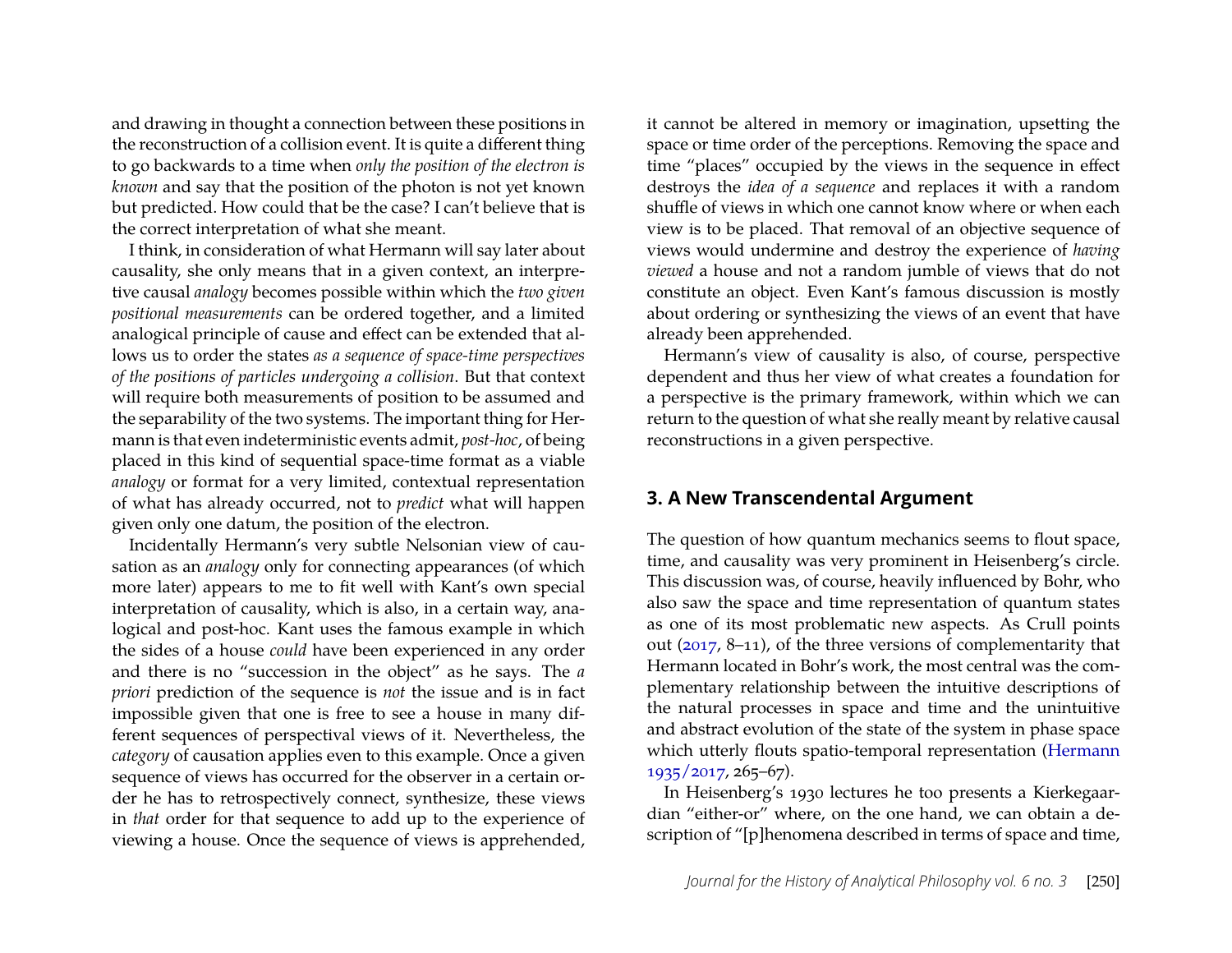and drawing in thought a connection between these positions in the reconstruction of a collision event. It is quite a different thing to go backwards to a time when *only the position of the electron is known* and say that the position of the photon is not yet known but predicted. How could that be the case? I can't believe that is the correct interpretation of what she meant.

I think, in consideration of what Hermann will say later about causality, she only means that in a given context, an interpretive causal *analogy* becomes possible within which the *two given positional measurements* can be ordered together, and a limited analogical principle of cause and effect can be extended that allows us to order the states *as a sequence of space-time perspectives of the positions of particles undergoing a collision*. But that context will require both measurements of position to be assumed and the separability of the two systems. The important thing for Hermann is that even indeterministic events admit, *post-hoc*, of being placed in this kind of sequential space-time format as a viable *analogy* or format for a very limited, contextual representation of what has already occurred, not to *predict* what will happen given only one datum, the position of the electron.

Incidentally Hermann's very subtle Nelsonian view of causation as an *analogy* only for connecting appearances (of which more later) appears to me to fit well with Kant's own special interpretation of causality, which is also, in a certain way, analogical and post-hoc. Kant uses the famous example in which the sides of a house *could* have been experienced in any order and there is no "succession in the object" as he says. The *a priori* prediction of the sequence is *not* the issue and is in fact impossible given that one is free to see a house in many different sequences of perspectival views of it. Nevertheless, the *category* of causation applies even to this example. Once a given sequence of views has occurred for the observer in a certain order he has to retrospectively connect, synthesize, these views in *that* order for that sequence to add up to the experience of viewing a house. Once the sequence of views is apprehended, it cannot be altered in memory or imagination, upsetting the space or time order of the perceptions. Removing the space and time "places" occupied by the views in the sequence in effect destroys the *idea of a sequence* and replaces it with a random shuffle of views in which one cannot know where or when each view is to be placed. That removal of an objective sequence of views would undermine and destroy the experience of *having viewed* a house and not a random jumble of views that do not constitute an object. Even Kant's famous discussion is mostly about ordering or synthesizing the views of an event that have already been apprehended.

Hermann's view of causality is also, of course, perspective dependent and thus her view of what creates a foundation for a perspective is the primary framework, within which we can return to the question of what she really meant by relative causal reconstructions in a given perspective.

## 3. A New Transcendental Argument

The question of how quantum mechanics seems to flout space, time, and causality was very prominent in Heisenberg's circle. This discussion was, of course, heavily influenced by Bohr, who also saw the space and time representation of quantum states as one of its most problematic new aspects. As Crull points out (2017, 8–11), of the three versions of complementarity that Hermann located in Bohr's work, the most central was the complementary relationship between the intuitive descriptions of the natural processes in space and time and the unintuitive and abstract evolution of the state of the system in phase space which utterly flouts spatio-temporal representation (Hermann 1935/2017, 265–67).

In Heisenberg's 1930 lectures he too presents a Kierkegaardian "either-or" where, on the one hand, we can obtain a description of "[p]henomena described in terms of space and time,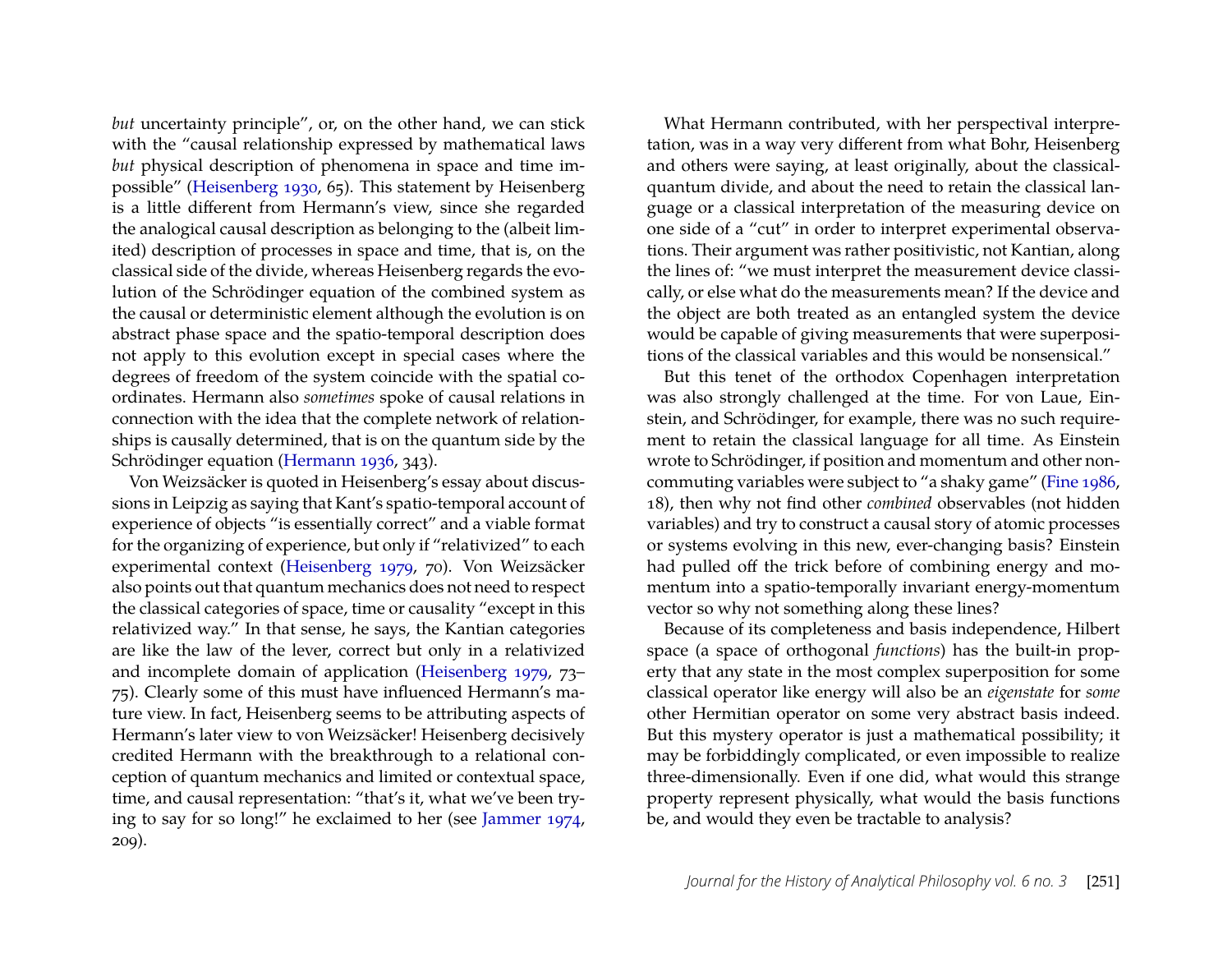*but* uncertainty principle", or, on the other hand, we can stick with the "causal relationship expressed by mathematical laws *but* physical description of phenomena in space and time impossible" (Heisenberg 1930, 65). This statement by Heisenberg is a little different from Hermann's view, since she regarded the analogical causal description as belonging to the (albeit limited) description of processes in space and time, that is, on the classical side of the divide, whereas Heisenberg regards the evolution of the Schrödinger equation of the combined system as the causal or deterministic element although the evolution is on abstract phase space and the spatio-temporal description does not apply to this evolution except in special cases where the degrees of freedom of the system coincide with the spatial coordinates. Hermann also *sometimes* spoke of causal relations in connection with the idea that the complete network of relationships is causally determined, that is on the quantum side by the Schrödinger equation (Hermann 1936, 343).

Von Weizsäcker is quoted in Heisenberg's essay about discussions in Leipzig as saying that Kant's spatio-temporal account of experience of objects "is essentially correct" and a viable format for the organizing of experience, but only if "relativized" to each experimental context (Heisenberg 1979, 70). Von Weizsäcker also points out that quantum mechanics does not need to respect the classical categories of space, time or causality "except in this relativized way." In that sense, he says, the Kantian categories are like the law of the lever, correct but only in a relativized and incomplete domain of application (Heisenberg 1979, 73–75). Clearly some of this must have influenced Hermann's mature view. In fact, Heisenberg seems to be attributing aspects of Hermann's later view to von Weizsäcker! Heisenberg decisively credited Hermann with the breakthrough to a relational conception of quantum mechanics and limited or contextual space, time, and causal representation: "that's it, what we've been trying to say for so long!" he exclaimed to her (see Jammer 1974, 209).

What Hermann contributed, with her perspectival interpretation, was in a way very different from what Bohr, Heisenberg and others were saying, at least originally, about the classical-quantum divide, and about the need to retain the classical language or a classical interpretation of the measuring device on one side of a "cut" in order to interpret experimental observations. Their argument was rather positivistic, not Kantian, along the lines of: "we must interpret the measurement device classically, or else what do the measurements mean? If the device and the object are both treated as an entangled system the device would be capable of giving measurements that were superpositions of the classical variables and this would be nonsensical."

But this tenet of the orthodox Copenhagen interpretation was also strongly challenged at the time. For von Laue, Einstein, and Schrödinger, for example, there was no such requirement to retain the classical language for all time. As Einstein wrote to Schrödinger, if position and momentum and other non-commuting variables were subject to "a shaky game" (Fine 1986, 18), then why not find other *combined* observables (not hidden variables) and try to construct a causal story of atomic processes or systems evolving in this new, ever-changing basis? Einstein had pulled off the trick before of combining energy and momentum into a spatio-temporally invariant energy-momentum vector so why not something along these lines?

Because of its completeness and basis independence, Hilbert space (a space of orthogonal *functions*) has the built-in property that any state in the most complex superposition for some classical operator like energy will also be an *eigenstate* for *some* other Hermitian operator on some very abstract basis indeed. But this mystery operator is just a mathematical possibility; it may be forbiddingly complicated, or even impossible to realize three-dimensionally. Even if one did, what would this strange property represent physically, what would the basis functions be, and would they even be tractable to analysis?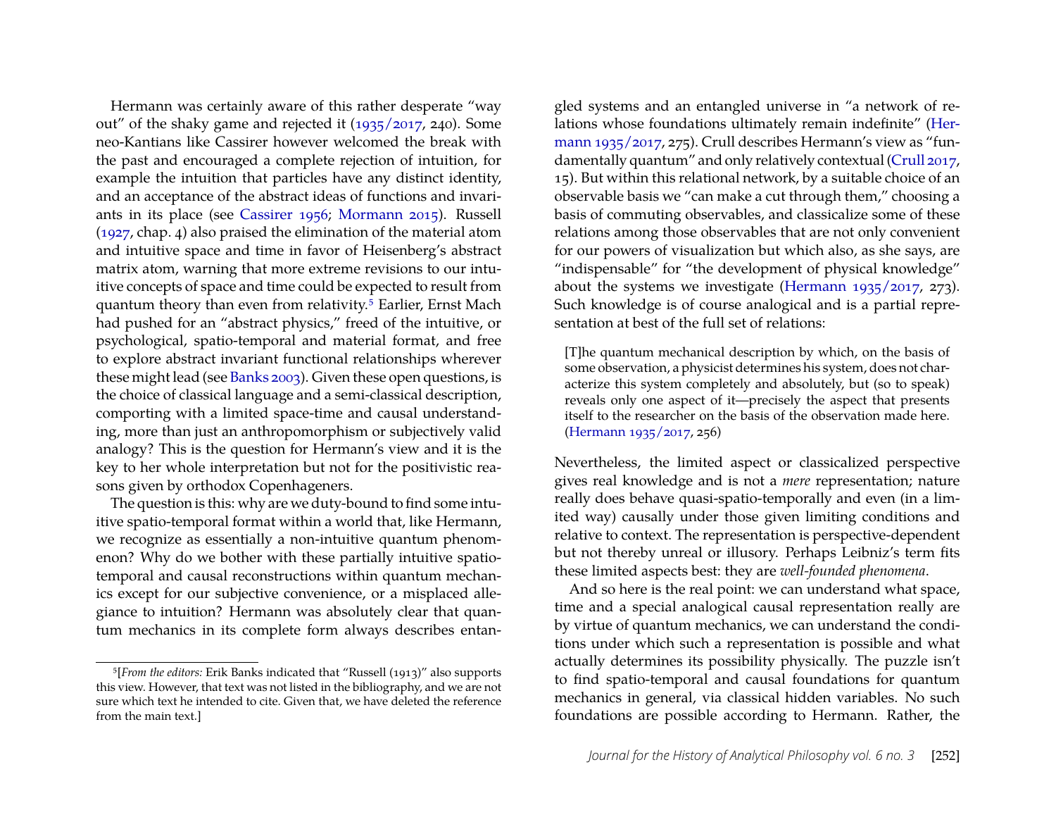Hermann was certainly aware of this rather desperate "way out" of the shaky game and rejected it (1935/2017, 240). Some neo-Kantians like Cassirer however welcomed the break with the past and encouraged a complete rejection of intuition, for example the intuition that particles have any distinct identity, and an acceptance of the abstract ideas of functions and invariants in its place (see Cassirer 1956; Mormann 2015). Russell (1927, chap. 4) also praised the elimination of the material atom and intuitive space and time in favor of Heisenberg's abstract matrix atom, warning that more extreme revisions to our intuitive concepts of space and time could be expected to result from quantum theory than even from relativity.[5] Earlier, Ernst Mach had pushed for an "abstract physics," freed of the intuitive, or psychological, spatio-temporal and material format, and free to explore abstract invariant functional relationships wherever these might lead (see Banks 2003). Given these open questions, is the choice of classical language and a semi-classical description, comporting with a limited space-time and causal understanding, more than just an anthropomorphism or subjectively valid analogy? This is the question for Hermann's view and it is the key to her whole interpretation but not for the positivistic reasons given by orthodox Copenhageners.

The question is this: why are we duty-bound to find some intuitive spatio-temporal format within a world that, like Hermann, we recognize as essentially a non-intuitive quantum phenomenon? Why do we bother with these partially intuitive spatio-temporal and causal reconstructions within quantum mechanics except for our subjective convenience, or a misplaced allegiance to intuition? Hermann was absolutely clear that quantum mechanics in its complete form always describes entangled systems and an entangled universe in "a network of relations whose foundations ultimately remain indefinite" (Hermann 1935/2017, 275). Crull describes Hermann's view as "fundamentally quantum" and only relatively contextual (Crull 2017, 15). But within this relational network, by a suitable choice of an observable basis we "can make a cut through them," choosing a basis of commuting observables, and classicalize some of these relations among those observables that are not only convenient for our powers of visualization but which also, as she says, are "indispensable" for "the development of physical knowledge" about the systems we investigate (Hermann 1935/2017, 273). Such knowledge is of course analogical and is a partial representation at best of the full set of relations:

> [T]he quantum mechanical description by which, on the basis of some observation, a physicist determines his system, does not characterize this system completely and absolutely, but (so to speak) reveals only one aspect of it—precisely the aspect that presents itself to the researcher on the basis of the observation made here. (Hermann 1935/2017, 256)

Nevertheless, the limited aspect or classicalized perspective gives real knowledge and is not a *mere* representation; nature really does behave quasi-spatio-temporally and even (in a limited way) causally under those given limiting conditions and relative to context. The representation is perspective-dependent but not thereby unreal or illusory. Perhaps Leibniz's term fits these limited aspects best: they are *well-founded phenomena*.

And so here is the real point: we can understand what space, time and a special analogical causal representation really are by virtue of quantum mechanics, we can understand the conditions under which such a representation is possible and what actually determines its possibility physically. The puzzle isn't to find spatio-temporal and causal foundations for quantum mechanics in general, via classical hidden variables. No such foundations are possible according to Hermann. Rather, the

[5][*From the editors:* Erik Banks indicated that "Russell (1913)" also supports this view. However, that text was not listed in the bibliography, and we are not sure which text he intended to cite. Given that, we have deleted the reference from the main text.]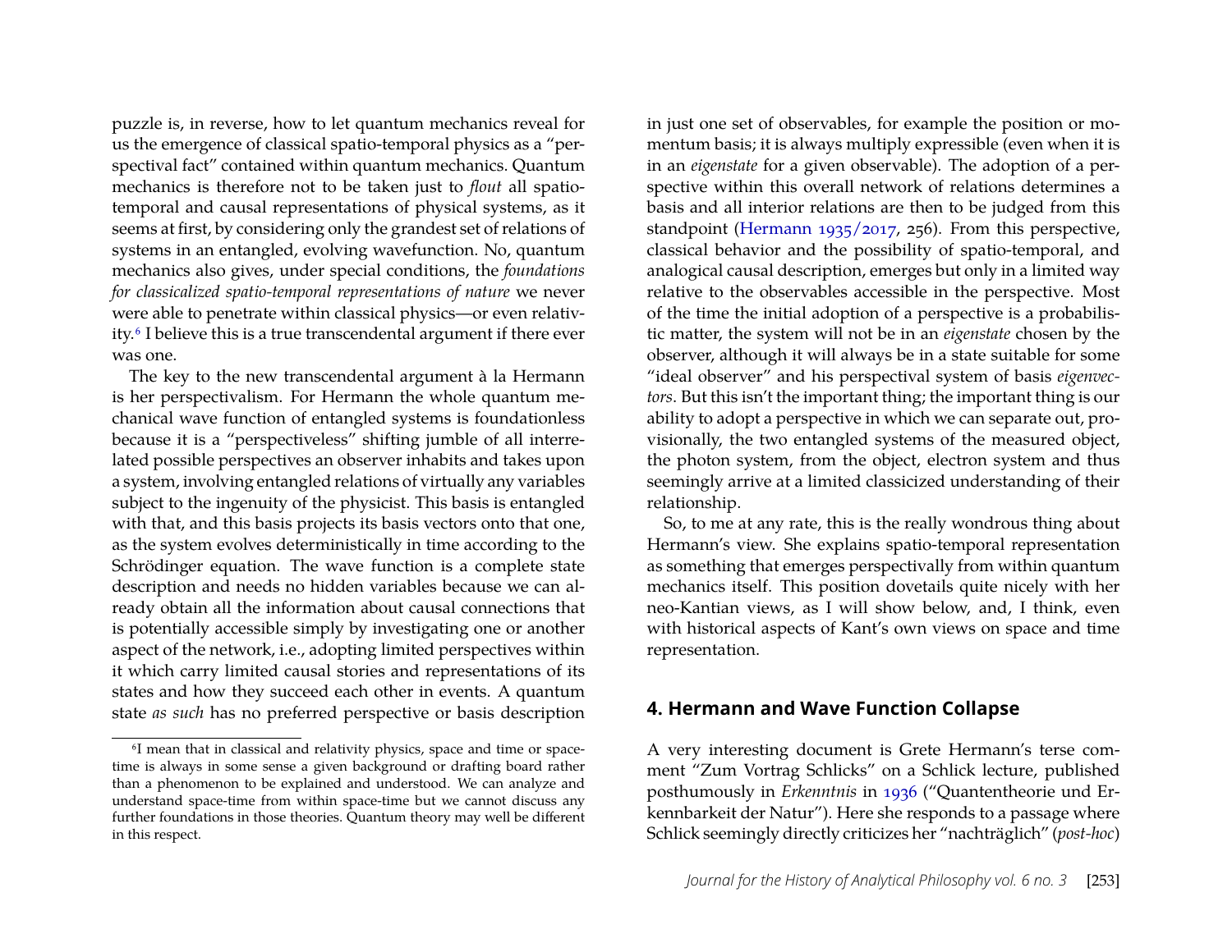puzzle is, in reverse, how to let quantum mechanics reveal for us the emergence of classical spatio-temporal physics as a "perspectival fact" contained within quantum mechanics. Quantum mechanics is therefore not to be taken just to *flout* all spatio-temporal and causal representations of physical systems, as it seems at first, by considering only the grandest set of relations of systems in an entangled, evolving wavefunction. No, quantum mechanics also gives, under special conditions, the *foundations for classicalized spatio-temporal representations of nature* we never were able to penetrate within classical physics—or even relativity.[6] I believe this is a true transcendental argument if there ever was one.

The key to the new transcendental argument à la Hermann is her perspectivalism. For Hermann the whole quantum mechanical wave function of entangled systems is foundationless because it is a "perspectiveless" shifting jumble of all interrelated possible perspectives an observer inhabits and takes upon a system, involving entangled relations of virtually any variables subject to the ingenuity of the physicist. This basis is entangled with that, and this basis projects its basis vectors onto that one, as the system evolves deterministically in time according to the Schrödinger equation. The wave function is a complete state description and needs no hidden variables because we can already obtain all the information about causal connections that is potentially accessible simply by investigating one or another aspect of the network, i.e., adopting limited perspectives within it which carry limited causal stories and representations of its states and how they succeed each other in events. A quantum state *as such* has no preferred perspective or basis description in just one set of observables, for example the position or momentum basis; it is always multiply expressible (even when it is in an *eigenstate* for a given observable). The adoption of a perspective within this overall network of relations determines a basis and all interior relations are then to be judged from this standpoint (Hermann 1935/2017, 256). From this perspective, classical behavior and the possibility of spatio-temporal, and analogical causal description, emerges but only in a limited way relative to the observables accessible in the perspective. Most of the time the initial adoption of a perspective is a probabilistic matter, the system will not be in an *eigenstate* chosen by the observer, although it will always be in a state suitable for some "ideal observer" and his perspectival system of basis *eigenvectors*. But this isn't the important thing; the important thing is our ability to adopt a perspective in which we can separate out, provisionally, the two entangled systems of the measured object, the photon system, from the object, electron system and thus seemingly arrive at a limited classicized understanding of their relationship.

So, to me at any rate, this is the really wondrous thing about Hermann's view. She explains spatio-temporal representation as something that emerges perspectivally from within quantum mechanics itself. This position dovetails quite nicely with her neo-Kantian views, as I will show below, and, I think, even with historical aspects of Kant's own views on space and time representation.

## 4. Hermann and Wave Function Collapse

A very interesting document is Grete Hermann's terse comment "Zum Vortrag Schlicks" on a Schlick lecture, published posthumously in *Erkenntnis* in 1936 ("Quantentheorie und Erkennbarkeit der Natur"). Here she responds to a passage where Schlick seemingly directly criticizes her "nachträglich" (*post-hoc*)

[6] I mean that in classical and relativity physics, space and time or spacetime is always in some sense a given background or drafting board rather than a phenomenon to be explained and understood. We can analyze and understand space-time from within space-time but we cannot discuss any further foundations in those theories. Quantum theory may well be different in this respect.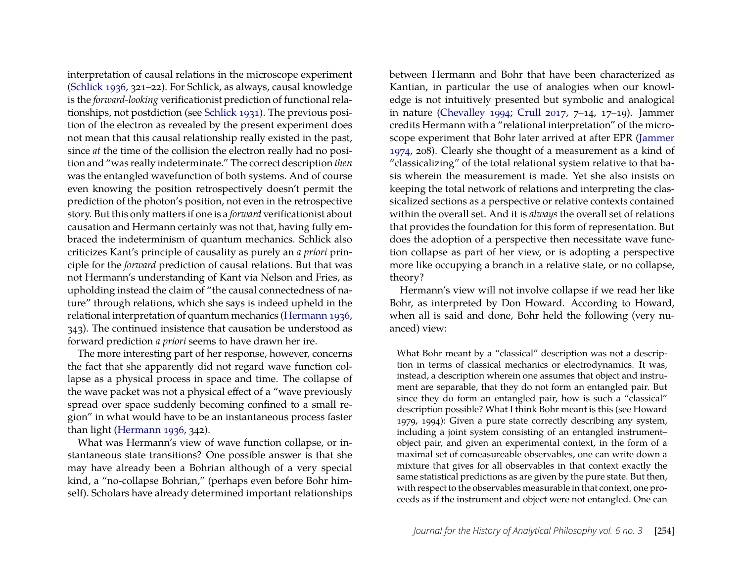interpretation of causal relations in the microscope experiment (Schlick 1936, 321–22). For Schlick, as always, causal knowledge is the *forward-looking* verificationist prediction of functional relationships, not postdiction (see Schlick 1931). The previous position of the electron as revealed by the present experiment does not mean that this causal relationship really existed in the past, since *at* the time of the collision the electron really had no position and "was really indeterminate." The correct description *then* was the entangled wavefunction of both systems. And of course even knowing the position retrospectively doesn't permit the prediction of the photon's position, not even in the retrospective story. But this only matters if one is a *forward* verificationist about causation and Hermann certainly was not that, having fully embraced the indeterminism of quantum mechanics. Schlick also criticizes Kant's principle of causality as purely an *a priori* principle for the *forward* prediction of causal relations. But that was not Hermann's understanding of Kant via Nelson and Fries, as upholding instead the claim of "the causal connectedness of nature" through relations, which she says is indeed upheld in the relational interpretation of quantum mechanics (Hermann 1936, 343). The continued insistence that causation be understood as forward prediction *a priori* seems to have drawn her ire.

The more interesting part of her response, however, concerns the fact that she apparently did not regard wave function collapse as a physical process in space and time. The collapse of the wave packet was not a physical effect of a "wave previously spread over space suddenly becoming confined to a small region" in what would have to be an instantaneous process faster than light (Hermann 1936, 342).

What was Hermann's view of wave function collapse, or instantaneous state transitions? One possible answer is that she may have already been a Bohrian although of a very special kind, a "no-collapse Bohrian," (perhaps even before Bohr himself). Scholars have already determined important relationships between Hermann and Bohr that have been characterized as Kantian, in particular the use of analogies when our knowledge is not intuitively presented but symbolic and analogical in nature (Chevalley 1994; Crull 2017, 7–14, 17–19). Jammer credits Hermann with a "relational interpretation" of the microscope experiment that Bohr later arrived at after EPR (Jammer 1974, 208). Clearly she thought of a measurement as a kind of "classicalizing" of the total relational system relative to that basis wherein the measurement is made. Yet she also insists on keeping the total network of relations and interpreting the classicalized sections as a perspective or relative contexts contained within the overall set. And it is *always* the overall set of relations that provides the foundation for this form of representation. But does the adoption of a perspective then necessitate wave function collapse as part of her view, or is adopting a perspective more like occupying a branch in a relative state, or no collapse, theory?

Hermann's view will not involve collapse if we read her like Bohr, as interpreted by Don Howard. According to Howard, when all is said and done, Bohr held the following (very nuanced) view:

> What Bohr meant by a "classical" description was not a description in terms of classical mechanics or electrodynamics. It was, instead, a description wherein one assumes that object and instrument are separable, that they do not form an entangled pair. But since they do form an entangled pair, how is such a "classical" description possible? What I think Bohr meant is this (see Howard 1979, 1994): Given a pure state correctly describing any system, including a joint system consisting of an entangled instrument–object pair, and given an experimental context, in the form of a maximal set of comeasureable observables, one can write down a mixture that gives for all observables in that context exactly the same statistical predictions as are given by the pure state. But then, with respect to the observables measurable in that context, one proceeds as if the instrument and object were not entangled. One can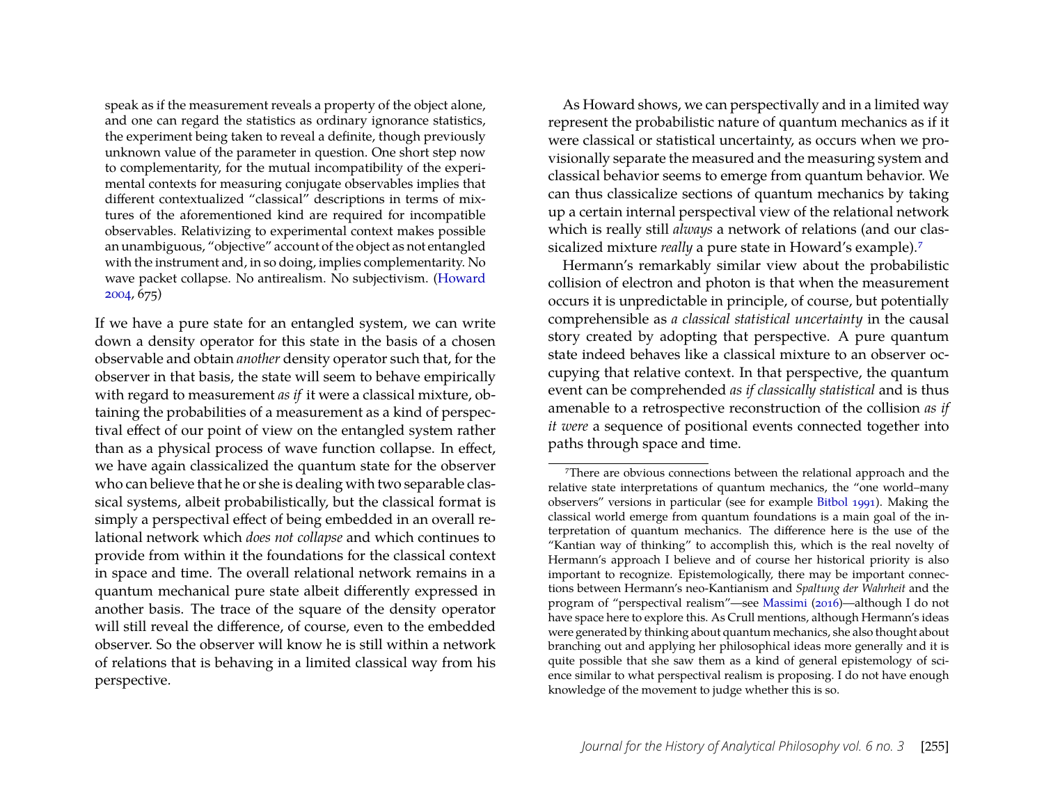> speak as if the measurement reveals a property of the object alone, and one can regard the statistics as ordinary ignorance statistics, the experiment being taken to reveal a definite, though previously unknown value of the parameter in question. One short step now to complementarity, for the mutual incompatibility of the experimental contexts for measuring conjugate observables implies that different contextualized "classical" descriptions in terms of mixtures of the aforementioned kind are required for incompatible observables. Relativizing to experimental context makes possible an unambiguous, "objective" account of the object as not entangled with the instrument and, in so doing, implies complementarity. No wave packet collapse. No antirealism. No subjectivism. (Howard 2004, 675)

If we have a pure state for an entangled system, we can write down a density operator for this state in the basis of a chosen observable and obtain *another* density operator such that, for the observer in that basis, the state will seem to behave empirically with regard to measurement *as if* it were a classical mixture, obtaining the probabilities of a measurement as a kind of perspectival effect of our point of view on the entangled system rather than as a physical process of wave function collapse. In effect, we have again classicalized the quantum state for the observer who can believe that he or she is dealing with two separable classical systems, albeit probabilistically, but the classical format is simply a perspectival effect of being embedded in an overall relational network which *does not collapse* and which continues to provide from within it the foundations for the classical context in space and time. The overall relational network remains in a quantum mechanical pure state albeit differently expressed in another basis. The trace of the square of the density operator will still reveal the difference, of course, even to the embedded observer. So the observer will know he is still within a network of relations that is behaving in a limited classical way from his perspective.

As Howard shows, we can perspectivally and in a limited way represent the probabilistic nature of quantum mechanics as if it were classical or statistical uncertainty, as occurs when we provisionally separate the measured and the measuring system and classical behavior seems to emerge from quantum behavior. We can thus classicalize sections of quantum mechanics by taking up a certain internal perspectival view of the relational network which is really still *always* a network of relations (and our classicalized mixture *really* a pure state in Howard's example).[7]

Hermann's remarkably similar view about the probabilistic collision of electron and photon is that when the measurement occurs it is unpredictable in principle, of course, but potentially comprehensible as *a classical statistical uncertainty* in the causal story created by adopting that perspective. A pure quantum state indeed behaves like a classical mixture to an observer occupying that relative context. In that perspective, the quantum event can be comprehended *as if classically statistical* and is thus amenable to a retrospective reconstruction of the collision *as if it were* a sequence of positional events connected together into paths through space and time.

[7] There are obvious connections between the relational approach and the relative state interpretations of quantum mechanics, the "one world–many observers" versions in particular (see for example Bitbol 1991). Making the classical world emerge from quantum foundations is a main goal of the interpretation of quantum mechanics. The difference here is the use of the "Kantian way of thinking" to accomplish this, which is the real novelty of Hermann's approach I believe and of course her historical priority is also important to recognize. Epistemologically, there may be important connections between Hermann's neo-Kantianism and *Spaltung der Wahrheit* and the program of "perspectival realism"—see Massimi (2016)—although I do not have space here to explore this. As Crull mentions, although Hermann's ideas were generated by thinking about quantum mechanics, she also thought about branching out and applying her philosophical ideas more generally and it is quite possible that she saw them as a kind of general epistemology of science similar to what perspectival realism is proposing. I do not have enough knowledge of the movement to judge whether this is so.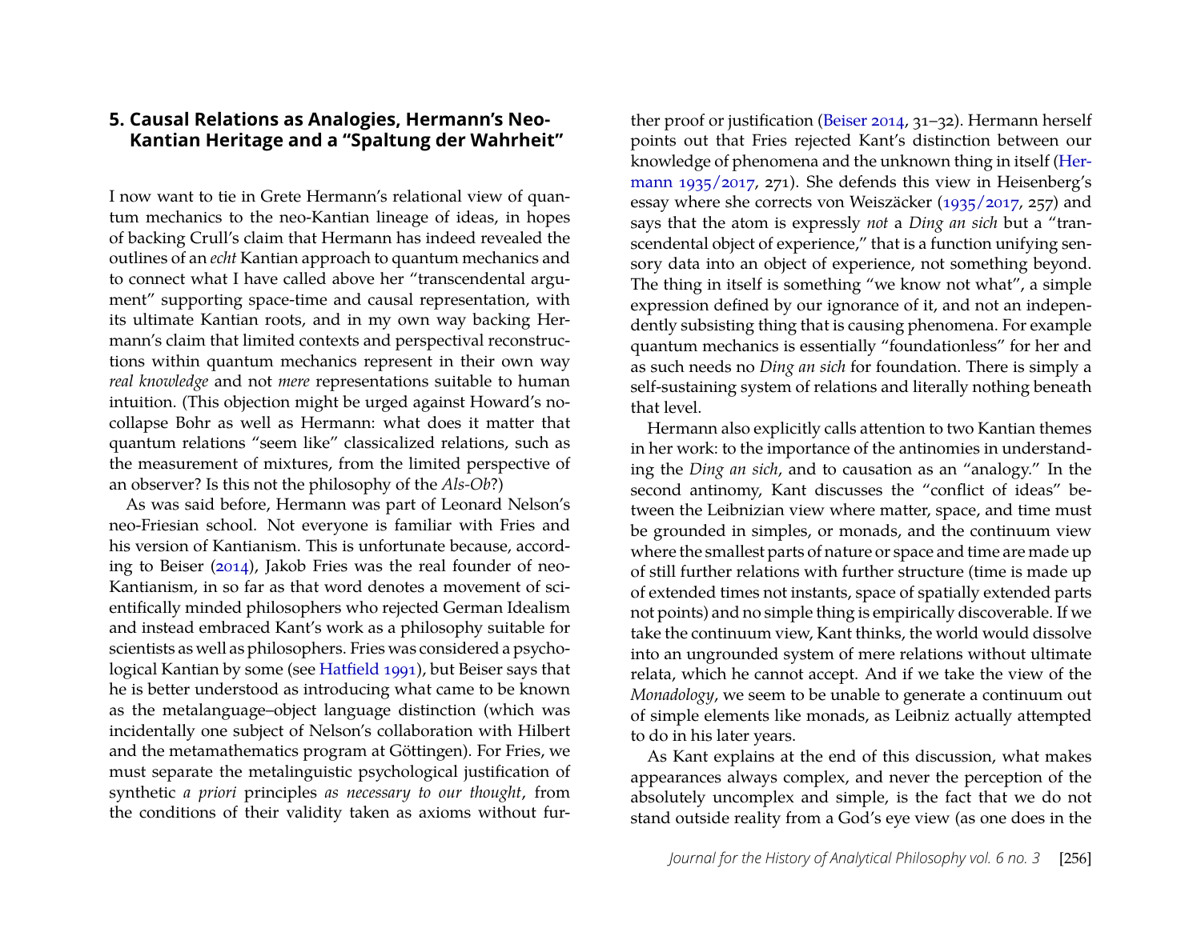## 5. Causal Relations as Analogies, Hermann's Neo-Kantian Heritage and a "Spaltung der Wahrheit"

I now want to tie in Grete Hermann's relational view of quantum mechanics to the neo-Kantian lineage of ideas, in hopes of backing Crull's claim that Hermann has indeed revealed the outlines of an *echt* Kantian approach to quantum mechanics and to connect what I have called above her "transcendental argument" supporting space-time and causal representation, with its ultimate Kantian roots, and in my own way backing Hermann's claim that limited contexts and perspectival reconstructions within quantum mechanics represent in their own way *real knowledge* and not *mere* representations suitable to human intuition. (This objection might be urged against Howard's no-collapse Bohr as well as Hermann: what does it matter that quantum relations "seem like" classicalized relations, such as the measurement of mixtures, from the limited perspective of an observer? Is this not the philosophy of the *Als-Ob*?)

As was said before, Hermann was part of Leonard Nelson's neo-Friesian school. Not everyone is familiar with Fries and his version of Kantianism. This is unfortunate because, according to Beiser (2014), Jakob Fries was the real founder of neo-Kantianism, in so far as that word denotes a movement of scientifically minded philosophers who rejected German Idealism and instead embraced Kant's work as a philosophy suitable for scientists as well as philosophers. Fries was considered a psychological Kantian by some (see Hatfield 1991), but Beiser says that he is better understood as introducing what came to be known as the metalanguage–object language distinction (which was incidentally one subject of Nelson's collaboration with Hilbert and the metamathematics program at Göttingen). For Fries, we must separate the metalinguistic psychological justification of synthetic *a priori* principles *as necessary to our thought*, from the conditions of their validity taken as axioms without further proof or justification (Beiser 2014, 31–32). Hermann herself points out that Fries rejected Kant's distinction between our knowledge of phenomena and the unknown thing in itself (Hermann 1935/2017, 271). She defends this view in Heisenberg's essay where she corrects von Weiszäcker (1935/2017, 257) and says that the atom is expressly *not* a *Ding an sich* but a "transcendental object of experience," that is a function unifying sensory data into an object of experience, not something beyond. The thing in itself is something "we know not what", a simple expression defined by our ignorance of it, and not an independently subsisting thing that is causing phenomena. For example quantum mechanics is essentially "foundationless" for her and as such needs no *Ding an sich* for foundation. There is simply a self-sustaining system of relations and literally nothing beneath that level.

Hermann also explicitly calls attention to two Kantian themes in her work: to the importance of the antinomies in understanding the *Ding an sich*, and to causation as an "analogy." In the second antinomy, Kant discusses the "conflict of ideas" between the Leibnizian view where matter, space, and time must be grounded in simples, or monads, and the continuum view where the smallest parts of nature or space and time are made up of still further relations with further structure (time is made up of extended times not instants, space of spatially extended parts not points) and no simple thing is empirically discoverable. If we take the continuum view, Kant thinks, the world would dissolve into an ungrounded system of mere relations without ultimate relata, which he cannot accept. And if we take the view of the *Monadology*, we seem to be unable to generate a continuum out of simple elements like monads, as Leibniz actually attempted to do in his later years.

As Kant explains at the end of this discussion, what makes appearances always complex, and never the perception of the absolutely uncomplex and simple, is the fact that we do not stand outside reality from a God's eye view (as one does in the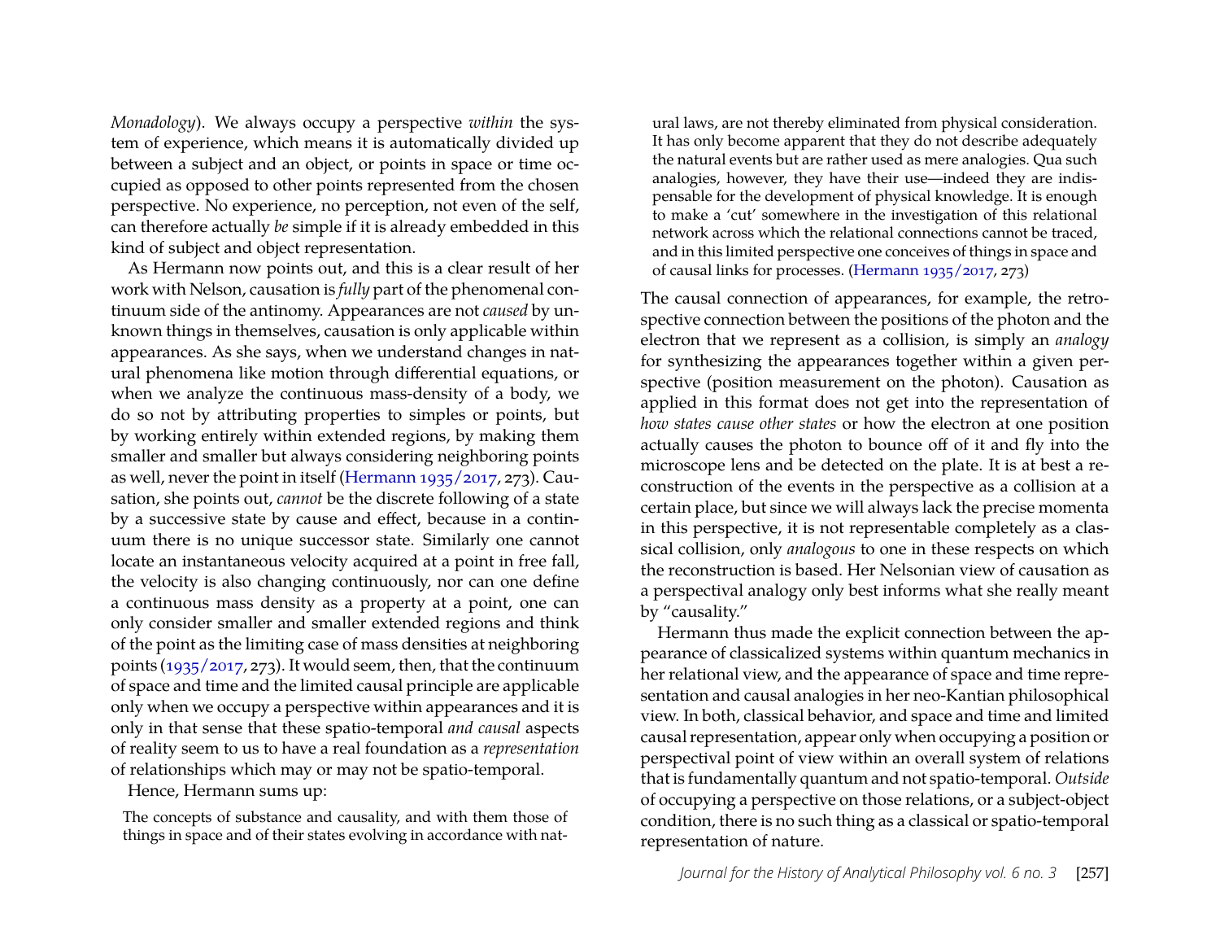*Monadology*). We always occupy a perspective *within* the system of experience, which means it is automatically divided up between a subject and an object, or points in space or time occupied as opposed to other points represented from the chosen perspective. No experience, no perception, not even of the self, can therefore actually *be* simple if it is already embedded in this kind of subject and object representation.

As Hermann now points out, and this is a clear result of her work with Nelson, causation is *fully* part of the phenomenal continuum side of the antinomy. Appearances are not *caused* by unknown things in themselves, causation is only applicable within appearances. As she says, when we understand changes in natural phenomena like motion through differential equations, or when we analyze the continuous mass-density of a body, we do so not by attributing properties to simples or points, but by working entirely within extended regions, by making them smaller and smaller but always considering neighboring points as well, never the point in itself (Hermann 1935/2017, 273). Causation, she points out, *cannot* be the discrete following of a state by a successive state by cause and effect, because in a continuum there is no unique successor state. Similarly one cannot locate an instantaneous velocity acquired at a point in free fall, the velocity is also changing continuously, nor can one define a continuous mass density as a property at a point, one can only consider smaller and smaller extended regions and think of the point as the limiting case of mass densities at neighboring points (1935/2017, 273). It would seem, then, that the continuum of space and time and the limited causal principle are applicable only when we occupy a perspective within appearances and it is only in that sense that these spatio-temporal *and causal* aspects of reality seem to us to have a real foundation as a *representation* of relationships which may or may not be spatio-temporal.

Hence, Hermann sums up:

> The concepts of substance and causality, and with them those of things in space and of their states evolving in accordance with natural laws, are not thereby eliminated from physical consideration. It has only become apparent that they do not describe adequately the natural events but are rather used as mere analogies. Qua such analogies, however, they have their use—indeed they are indispensable for the development of physical knowledge. It is enough to make a 'cut' somewhere in the investigation of this relational network across which the relational connections cannot be traced, and in this limited perspective one conceives of things in space and of causal links for processes. (Hermann 1935/2017, 273)

The causal connection of appearances, for example, the retrospective connection between the positions of the photon and the electron that we represent as a collision, is simply an *analogy* for synthesizing the appearances together within a given perspective (position measurement on the photon). Causation as applied in this format does not get into the representation of *how states cause other states* or how the electron at one position actually causes the photon to bounce off of it and fly into the microscope lens and be detected on the plate. It is at best a reconstruction of the events in the perspective as a collision at a certain place, but since we will always lack the precise momenta in this perspective, it is not representable completely as a classical collision, only *analogous* to one in these respects on which the reconstruction is based. Her Nelsonian view of causation as a perspectival analogy only best informs what she really meant by "causality."

Hermann thus made the explicit connection between the appearance of classicalized systems within quantum mechanics in her relational view, and the appearance of space and time representation and causal analogies in her neo-Kantian philosophical view. In both, classical behavior, and space and time and limited causal representation, appear only when occupying a position or perspectival point of view within an overall system of relations that is fundamentally quantum and not spatio-temporal. *Outside* of occupying a perspective on those relations, or a subject-object condition, there is no such thing as a classical or spatio-temporal representation of nature.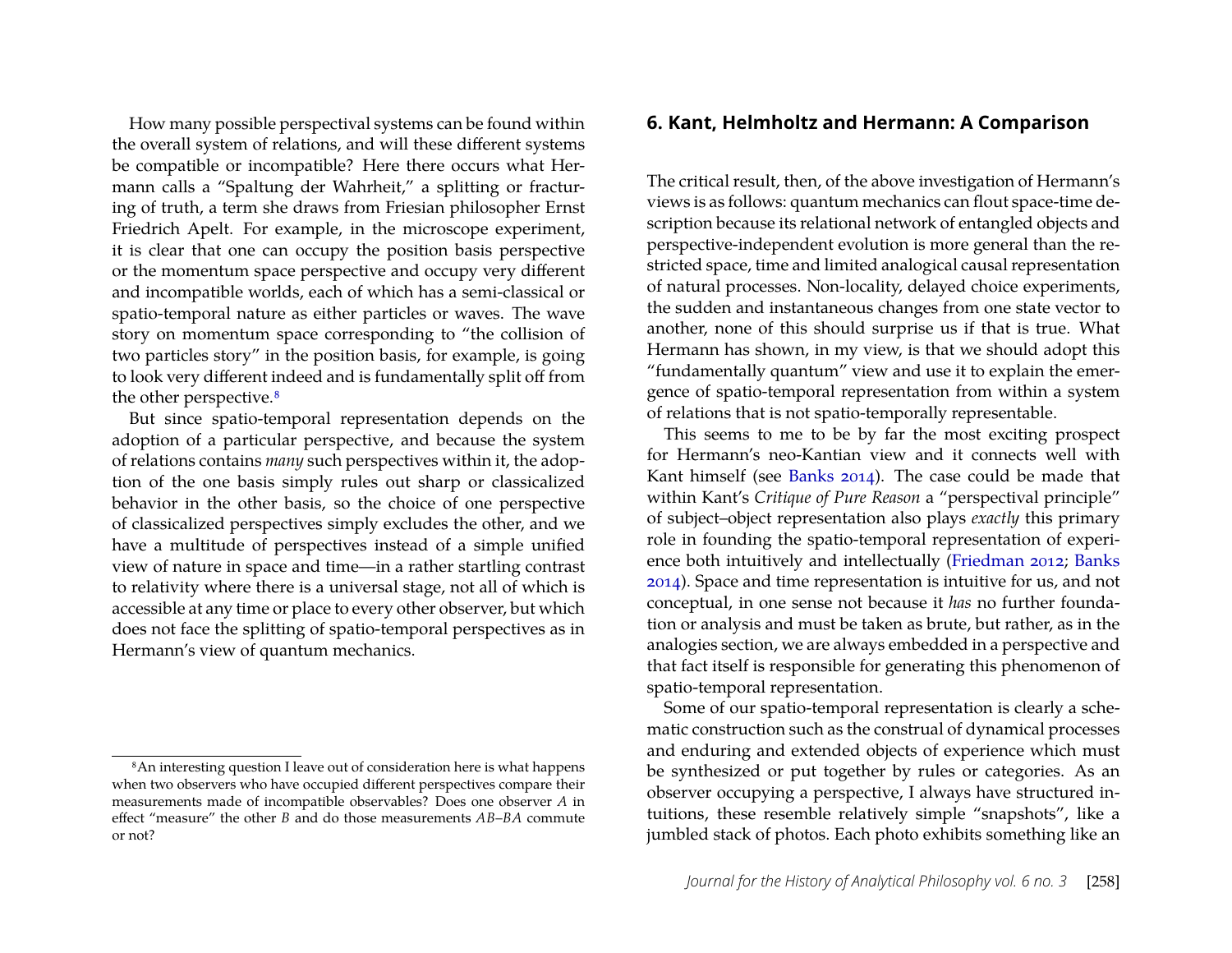How many possible perspectival systems can be found within the overall system of relations, and will these different systems be compatible or incompatible? Here there occurs what Hermann calls a "Spaltung der Wahrheit," a splitting or fracturing of truth, a term she draws from Friesian philosopher Ernst Friedrich Apelt. For example, in the microscope experiment, it is clear that one can occupy the position basis perspective or the momentum space perspective and occupy very different and incompatible worlds, each of which has a semi-classical or spatio-temporal nature as either particles or waves. The wave story on momentum space corresponding to "the collision of two particles story" in the position basis, for example, is going to look very different indeed and is fundamentally split off from the other perspective.[8]

But since spatio-temporal representation depends on the adoption of a particular perspective, and because the system of relations contains *many* such perspectives within it, the adoption of the one basis simply rules out sharp or classicalized behavior in the other basis, so the choice of one perspective of classicalized perspectives simply excludes the other, and we have a multitude of perspectives instead of a simple unified view of nature in space and time—in a rather startling contrast to relativity where there is a universal stage, not all of which is accessible at any time or place to every other observer, but which does not face the splitting of spatio-temporal perspectives as in Hermann's view of quantum mechanics.

[8] An interesting question I leave out of consideration here is what happens when two observers who have occupied different perspectives compare their measurements made of incompatible observables? Does one observer *A* in effect "measure" the other *B* and do those measurements *AB*–*BA* commute or not?

## 6. Kant, Helmholtz and Hermann: A Comparison

The critical result, then, of the above investigation of Hermann's views is as follows: quantum mechanics can flout space-time description because its relational network of entangled objects and perspective-independent evolution is more general than the restricted space, time and limited analogical causal representation of natural processes. Non-locality, delayed choice experiments, the sudden and instantaneous changes from one state vector to another, none of this should surprise us if that is true. What Hermann has shown, in my view, is that we should adopt this "fundamentally quantum" view and use it to explain the emergence of spatio-temporal representation from within a system of relations that is not spatio-temporally representable.

This seems to me to be by far the most exciting prospect for Hermann's neo-Kantian view and it connects well with Kant himself (see Banks 2014). The case could be made that within Kant's *Critique of Pure Reason* a "perspectival principle" of subject–object representation also plays *exactly* this primary role in founding the spatio-temporal representation of experience both intuitively and intellectually (Friedman 2012; Banks 2014). Space and time representation is intuitive for us, and not conceptual, in one sense not because it *has* no further foundation or analysis and must be taken as brute, but rather, as in the analogies section, we are always embedded in a perspective and that fact itself is responsible for generating this phenomenon of spatio-temporal representation.

Some of our spatio-temporal representation is clearly a schematic construction such as the construal of dynamical processes and enduring and extended objects of experience which must be synthesized or put together by rules or categories. As an observer occupying a perspective, I always have structured intuitions, these resemble relatively simple "snapshots", like a jumbled stack of photos. Each photo exhibits something like an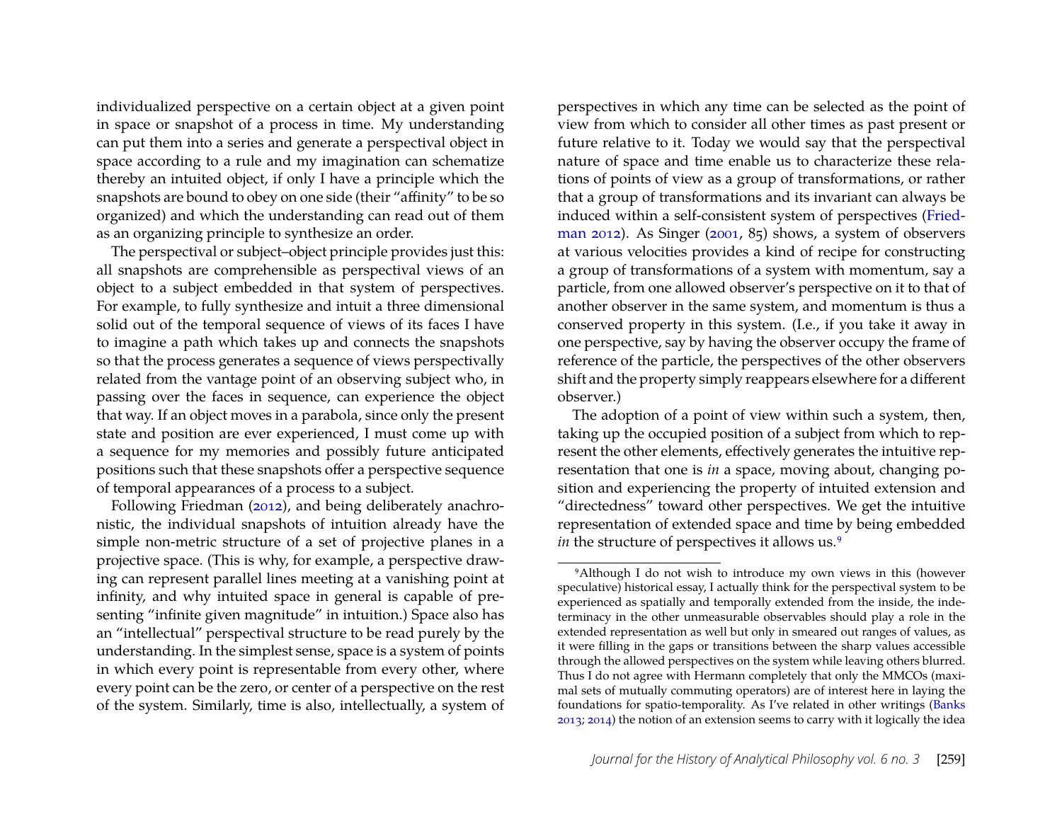individualized perspective on a certain object at a given point in space or snapshot of a process in time. My understanding can put them into a series and generate a perspectival object in space according to a rule and my imagination can schematize thereby an intuited object, if only I have a principle which the snapshots are bound to obey on one side (their "affinity" to be so organized) and which the understanding can read out of them as an organizing principle to synthesize an order.

The perspectival or subject–object principle provides just this: all snapshots are comprehensible as perspectival views of an object to a subject embedded in that system of perspectives. For example, to fully synthesize and intuit a three dimensional solid out of the temporal sequence of views of its faces I have to imagine a path which takes up and connects the snapshots so that the process generates a sequence of views perspectivally related from the vantage point of an observing subject who, in passing over the faces in sequence, can experience the object that way. If an object moves in a parabola, since only the present state and position are ever experienced, I must come up with a sequence for my memories and possibly future anticipated positions such that these snapshots offer a perspective sequence of temporal appearances of a process to a subject.

Following Friedman (2012), and being deliberately anachronistic, the individual snapshots of intuition already have the simple non-metric structure of a set of projective planes in a projective space. (This is why, for example, a perspective drawing can represent parallel lines meeting at a vanishing point at infinity, and why intuited space in general is capable of presenting "infinite given magnitude" in intuition.) Space also has an "intellectual" perspectival structure to be read purely by the understanding. In the simplest sense, space is a system of points in which every point is representable from every other, where every point can be the zero, or center of a perspective on the rest of the system. Similarly, time is also, intellectually, a system of perspectives in which any time can be selected as the point of view from which to consider all other times as past present or future relative to it. Today we would say that the perspectival nature of space and time enable us to characterize these relations of points of view as a group of transformations, or rather that a group of transformations and its invariant can always be induced within a self-consistent system of perspectives (Friedman 2012). As Singer (2001, 85) shows, a system of observers at various velocities provides a kind of recipe for constructing a group of transformations of a system with momentum, say a particle, from one allowed observer's perspective on it to that of another observer in the same system, and momentum is thus a conserved property in this system. (I.e., if you take it away in one perspective, say by having the observer occupy the frame of reference of the particle, the perspectives of the other observers shift and the property simply reappears elsewhere for a different observer.)

The adoption of a point of view within such a system, then, taking up the occupied position of a subject from which to represent the other elements, effectively generates the intuitive representation that one is *in* a space, moving about, changing position and experiencing the property of intuited extension and "directedness" toward other perspectives. We get the intuitive representation of extended space and time by being embedded *in* the structure of perspectives it allows us.[9]

[9] Although I do not wish to introduce my own views in this (however speculative) historical essay, I actually think for the perspectival system to be experienced as spatially and temporally extended from the inside, the indeterminacy in the other unmeasurable observables should play a role in the extended representation as well but only in smeared out ranges of values, as it were filling in the gaps or transitions between the sharp values accessible through the allowed perspectives on the system while leaving others blurred. Thus I do not agree with Hermann completely that only the MMCOs (maximal sets of mutually commuting operators) are of interest here in laying the foundations for spatio-temporality. As I've related in other writings (Banks 2013; 2014) the notion of an extension seems to carry with it logically the idea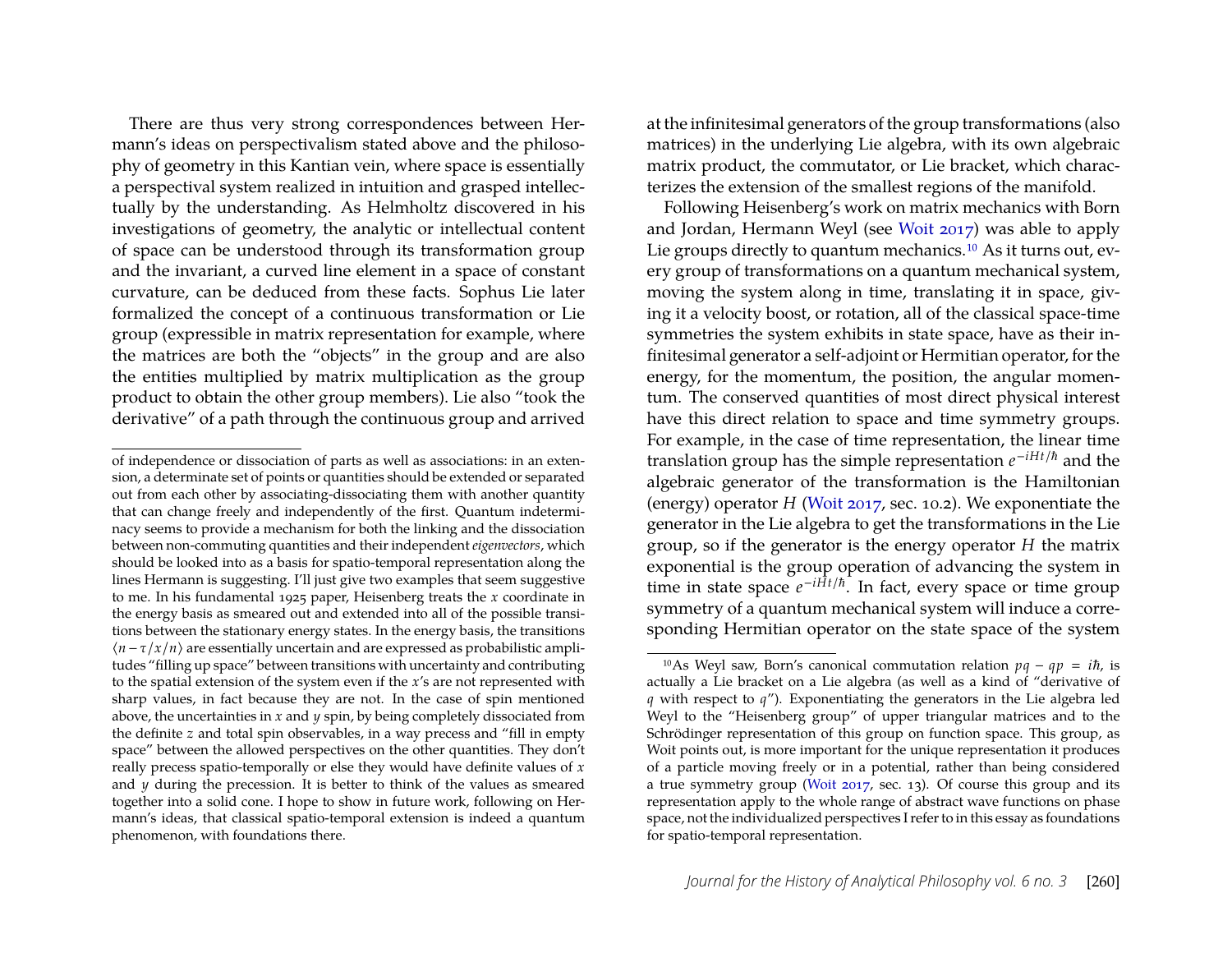There are thus very strong correspondences between Hermann's ideas on perspectivalism stated above and the philosophy of geometry in this Kantian vein, where space is essentially a perspectival system realized in intuition and grasped intellectually by the understanding. As Helmholtz discovered in his investigations of geometry, the analytic or intellectual content of space can be understood through its transformation group and the invariant, a curved line element in a space of constant curvature, can be deduced from these facts. Sophus Lie later formalized the concept of a continuous transformation or Lie group (expressible in matrix representation for example, where the matrices are both the "objects" in the group and are also the entities multiplied by matrix multiplication as the group product to obtain the other group members). Lie also "took the derivative" of a path through the continuous group and arrived at the infinitesimal generators of the group transformations (also matrices) in the underlying Lie algebra, with its own algebraic matrix product, the commutator, or Lie bracket, which characterizes the extension of the smallest regions of the manifold.

Following Heisenberg's work on matrix mechanics with Born and Jordan, Hermann Weyl (see Woit 2017) was able to apply Lie groups directly to quantum mechanics.[10] As it turns out, every group of transformations on a quantum mechanical system, moving the system along in time, translating it in space, giving it a velocity boost, or rotation, all of the classical space-time symmetries the system exhibits in state space, have as their infinitesimal generator a self-adjoint or Hermitian operator, for the energy, for the momentum, the position, the angular momentum. The conserved quantities of most direct physical interest have this direct relation to space and time symmetry groups. For example, in the case of time representation, the linear time translation group has the simple representation $e^{-iHt/\hbar}$ and the algebraic generator of the transformation is the Hamiltonian (energy) operator $H$ (Woit 2017, sec. 10.2). We exponentiate the generator in the Lie algebra to get the transformations in the Lie group, so if the generator is the energy operator $H$ the matrix exponential is the group operation of advancing the system in time in state space $e^{-iHt/\hbar}$. In fact, every space or time group symmetry of a quantum mechanical system will induce a corresponding Hermitian operator on the state space of the system

of independence or dissociation of parts as well as associations: in an extension, a determinate set of points or quantities should be extended or separated out from each other by associating-dissociating them with another quantity that can change freely and independently of the first. Quantum indeterminacy seems to provide a mechanism for both the linking and the dissociation between non-commuting quantities and their independent *eigenvectors*, which should be looked into as a basis for spatio-temporal representation along the lines Hermann is suggesting. I'll just give two examples that seem suggestive to me. In his fundamental 1925 paper, Heisenberg treats the $x$ coordinate in the energy basis as smeared out and extended into all of the possible transitions between the stationary energy states. In the energy basis, the transitions $\langle n - \tau / x / n \rangle$ are essentially uncertain and are expressed as probabilistic amplitudes "filling up space" between transitions with uncertainty and contributing to the spatial extension of the system even if the $x$'s are not represented with sharp values, in fact because they are not. In the case of spin mentioned above, the uncertainties in $x$ and $y$ spin, by being completely dissociated from the definite $z$ and total spin observables, in a way precess and "fill in empty space" between the allowed perspectives on the other quantities. They don't really precess spatio-temporally or else they would have definite values of $x$ and $y$ during the precession. It is better to think of the values as smeared together into a solid cone. I hope to show in future work, following on Hermann's ideas, that classical spatio-temporal extension is indeed a quantum phenomenon, with foundations there.

[10] As Weyl saw, Born's canonical commutation relation $pq - qp = i\hbar$, is actually a Lie bracket on a Lie algebra (as well as a kind of "derivative of $q$ with respect to $q$"). Exponentiating the generators in the Lie algebra led Weyl to the "Heisenberg group" of upper triangular matrices and to the Schrödinger representation of this group on function space. This group, as Woit points out, is more important for the unique representation it produces of a particle moving freely or in a potential, rather than being considered a true symmetry group (Woit 2017, sec. 13). Of course this group and its representation apply to the whole range of abstract wave functions on phase space, not the individualized perspectives I refer to in this essay as foundations for spatio-temporal representation.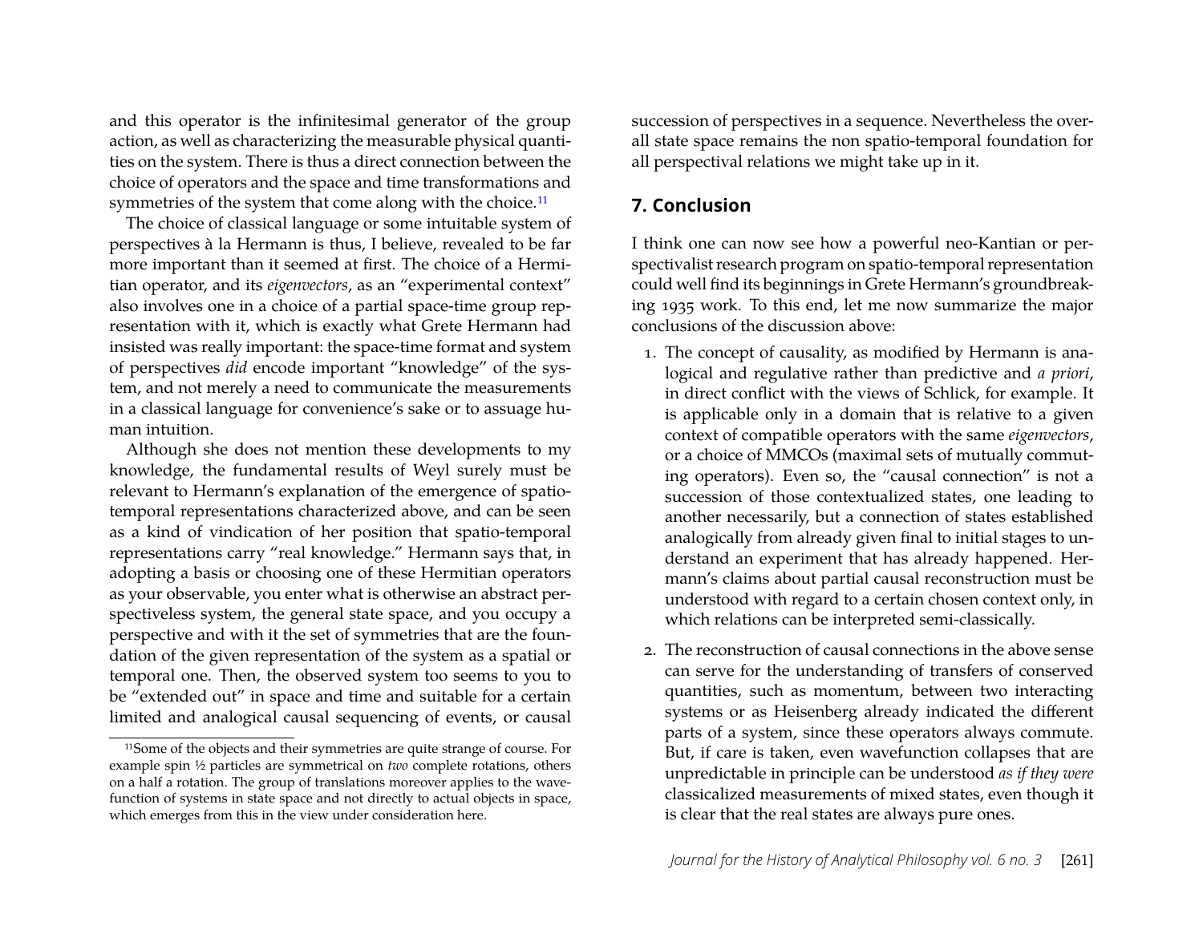and this operator is the infinitesimal generator of the group action, as well as characterizing the measurable physical quantities on the system. There is thus a direct connection between the choice of operators and the space and time transformations and symmetries of the system that come along with the choice.[11]

The choice of classical language or some intuitable system of perspectives à la Hermann is thus, I believe, revealed to be far more important than it seemed at first. The choice of a Hermitian operator, and its *eigenvectors*, as an "experimental context" also involves one in a choice of a partial space-time group representation with it, which is exactly what Grete Hermann had insisted was really important: the space-time format and system of perspectives *did* encode important "knowledge" of the system, and not merely a need to communicate the measurements in a classical language for convenience's sake or to assuage human intuition.

Although she does not mention these developments to my knowledge, the fundamental results of Weyl surely must be relevant to Hermann's explanation of the emergence of spatio-temporal representations characterized above, and can be seen as a kind of vindication of her position that spatio-temporal representations carry "real knowledge." Hermann says that, in adopting a basis or choosing one of these Hermitian operators as your observable, you enter what is otherwise an abstract perspectiveless system, the general state space, and you occupy a perspective and with it the set of symmetries that are the foundation of the given representation of the system as a spatial or temporal one. Then, the observed system too seems to you to be "extended out" in space and time and suitable for a certain limited and analogical causal sequencing of events, or causal succession of perspectives in a sequence. Nevertheless the overall state space remains the non spatio-temporal foundation for all perspectival relations we might take up in it.

## 7. Conclusion

I think one can now see how a powerful neo-Kantian or perspectivalist research program on spatio-temporal representation could well find its beginnings in Grete Hermann's groundbreaking 1935 work. To this end, let me now summarize the major conclusions of the discussion above:

1. The concept of causality, as modified by Hermann is analogical and regulative rather than predictive and *a priori*, in direct conflict with the views of Schlick, for example. It is applicable only in a domain that is relative to a given context of compatible operators with the same *eigenvectors*, or a choice of MMCOs (maximal sets of mutually commuting operators). Even so, the "causal connection" is not a succession of those contextualized states, one leading to another necessarily, but a connection of states established analogically from already given final to initial stages to understand an experiment that has already happened. Hermann's claims about partial causal reconstruction must be understood with regard to a certain chosen context only, in which relations can be interpreted semi-classically.

2. The reconstruction of causal connections in the above sense can serve for the understanding of transfers of conserved quantities, such as momentum, between two interacting systems or as Heisenberg already indicated the different parts of a system, since these operators always commute. But, if care is taken, even wavefunction collapses that are unpredictable in principle can be understood *as if they were* classicalized measurements of mixed states, even though it is clear that the real states are always pure ones.

[11] Some of the objects and their symmetries are quite strange of course. For example spin ½ particles are symmetrical on *two* complete rotations, others on a half a rotation. The group of translations moreover applies to the wavefunction of systems in state space and not directly to actual objects in space, which emerges from this in the view under consideration here.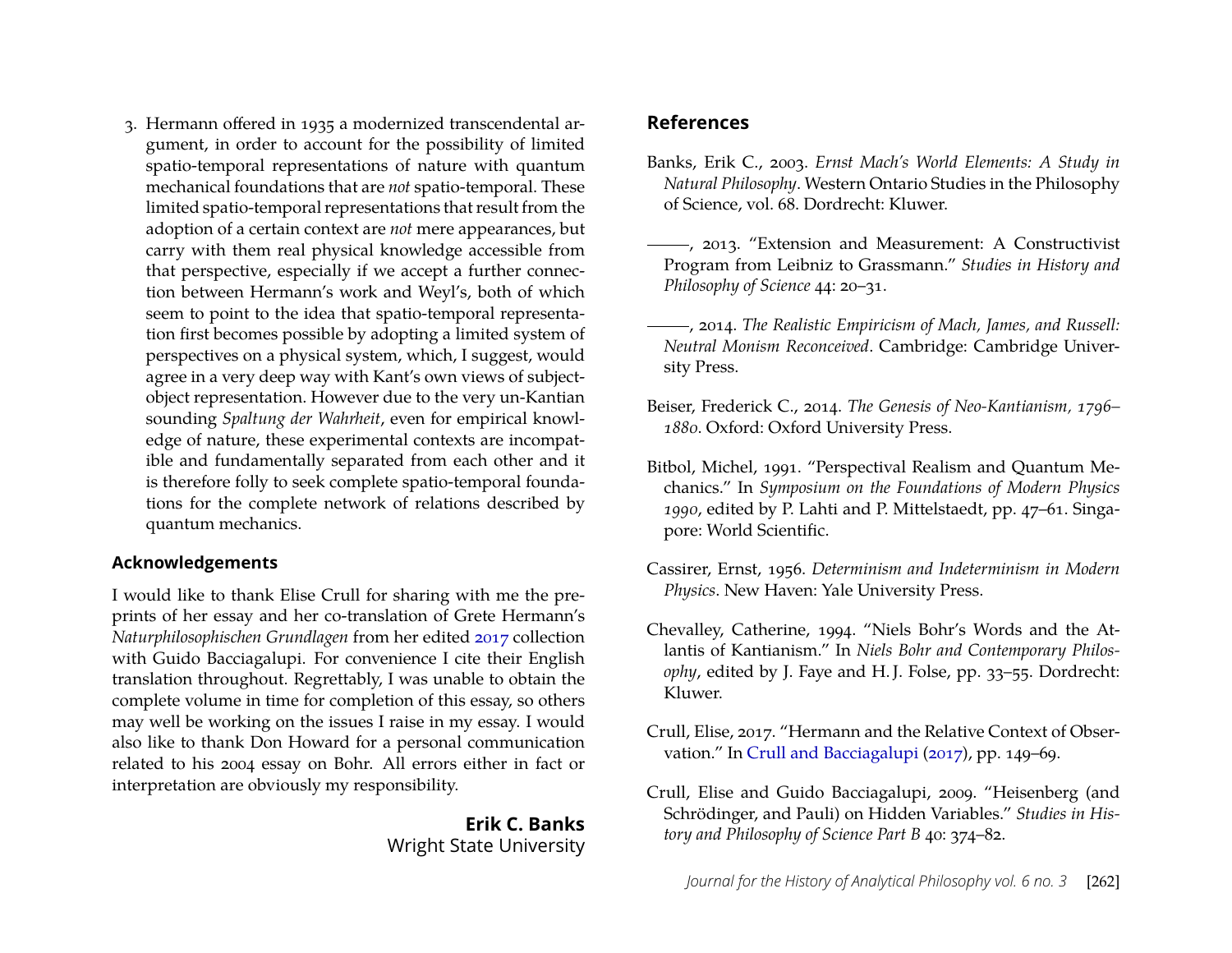3. Hermann offered in 1935 a modernized transcendental argument, in order to account for the possibility of limited spatio-temporal representations of nature with quantum mechanical foundations that are *not* spatio-temporal. These limited spatio-temporal representations that result from the adoption of a certain context are *not* mere appearances, but carry with them real physical knowledge accessible from that perspective, especially if we accept a further connection between Hermann's work and Weyl's, both of which seem to point to the idea that spatio-temporal representation first becomes possible by adopting a limited system of perspectives on a physical system, which, I suggest, would agree in a very deep way with Kant's own views of subject-object representation. However due to the very un-Kantian sounding *Spaltung der Wahrheit*, even for empirical knowledge of nature, these experimental contexts are incompatible and fundamentally separated from each other and it is therefore folly to seek complete spatio-temporal foundations for the complete network of relations described by quantum mechanics.

## Acknowledgements

I would like to thank Elise Crull for sharing with me the preprints of her essay and her co-translation of Grete Hermann's *Naturphilosophischen Grundlagen* from her edited 2017 collection with Guido Bacciagalupi. For convenience I cite their English translation throughout. Regrettably, I was unable to obtain the complete volume in time for completion of this essay, so others may well be working on the issues I raise in my essay. I would also like to thank Don Howard for a personal communication related to his 2004 essay on Bohr. All errors either in fact or interpretation are obviously my responsibility.

**Erik C. Banks**
Wright State University

## References

Banks, Erik C., 2003. *Ernst Mach's World Elements: A Study in Natural Philosophy*. Western Ontario Studies in the Philosophy of Science, vol. 68. Dordrecht: Kluwer.

———, 2013. "Extension and Measurement: A Constructivist Program from Leibniz to Grassmann." *Studies in History and Philosophy of Science* 44: 20–31.

———, 2014. *The Realistic Empiricism of Mach, James, and Russell: Neutral Monism Reconceived*. Cambridge: Cambridge University Press.

Beiser, Frederick C., 2014. *The Genesis of Neo-Kantianism, 1796–1880*. Oxford: Oxford University Press.

Bitbol, Michel, 1991. "Perspectival Realism and Quantum Mechanics." In *Symposium on the Foundations of Modern Physics 1990*, edited by P. Lahti and P. Mittelstaedt, pp. 47–61. Singapore: World Scientific.

Cassirer, Ernst, 1956. *Determinism and Indeterminism in Modern Physics*. New Haven: Yale University Press.

Chevalley, Catherine, 1994. "Niels Bohr's Words and the Atlantis of Kantianism." In *Niels Bohr and Contemporary Philosophy*, edited by J. Faye and H. J. Folse, pp. 33–55. Dordrecht: Kluwer.

Crull, Elise, 2017. "Hermann and the Relative Context of Observation." In Crull and Bacciagalupi (2017), pp. 149–69.

Crull, Elise and Guido Bacciagalupi, 2009. "Heisenberg (and Schrödinger, and Pauli) on Hidden Variables." *Studies in History and Philosophy of Science Part B* 40: 374–82.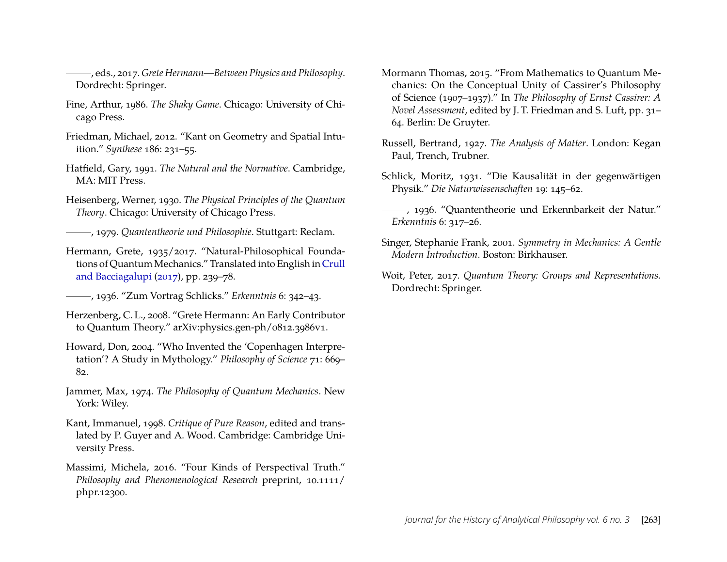———, eds., 2017. *Grete Hermann—Between Physics and Philosophy*. Dordrecht: Springer.

Fine, Arthur, 1986. *The Shaky Game*. Chicago: University of Chicago Press.

Friedman, Michael, 2012. "Kant on Geometry and Spatial Intuition." *Synthese* 186: 231–55.

Hatfield, Gary, 1991. *The Natural and the Normative*. Cambridge, MA: MIT Press.

Heisenberg, Werner, 1930. *The Physical Principles of the Quantum Theory*. Chicago: University of Chicago Press.

———, 1979. *Quantentheorie und Philosophie*. Stuttgart: Reclam.

Hermann, Grete, 1935/2017. "Natural-Philosophical Foundations of Quantum Mechanics." Translated into English in Crull and Bacciagalupi (2017), pp. 239–78.

———, 1936. "Zum Vortrag Schlicks." *Erkenntnis* 6: 342–43.

Herzenberg, C. L., 2008. "Grete Hermann: An Early Contributor to Quantum Theory." arXiv:physics.gen-ph/0812.3986v1.

Howard, Don, 2004. "Who Invented the 'Copenhagen Interpretation'? A Study in Mythology." *Philosophy of Science* 71: 669–82.

Jammer, Max, 1974. *The Philosophy of Quantum Mechanics*. New York: Wiley.

Kant, Immanuel, 1998. *Critique of Pure Reason*, edited and translated by P. Guyer and A. Wood. Cambridge: Cambridge University Press.

Massimi, Michela, 2016. "Four Kinds of Perspectival Truth." *Philosophy and Phenomenological Research* preprint, 10.1111/phpr.12300.

Mormann Thomas, 2015. "From Mathematics to Quantum Mechanics: On the Conceptual Unity of Cassirer's Philosophy of Science (1907–1937)." In *The Philosophy of Ernst Cassirer: A Novel Assessment*, edited by J. T. Friedman and S. Luft, pp. 31–64. Berlin: De Gruyter.

Russell, Bertrand, 1927. *The Analysis of Matter*. London: Kegan Paul, Trench, Trubner.

Schlick, Moritz, 1931. "Die Kausalität in der gegenwärtigen Physik." *Die Naturwissenschaften* 19: 145–62.

———, 1936. "Quantentheorie und Erkennbarkeit der Natur." *Erkenntnis* 6: 317–26.

Singer, Stephanie Frank, 2001. *Symmetry in Mechanics: A Gentle Modern Introduction*. Boston: Birkhauser.

Woit, Peter, 2017. *Quantum Theory: Groups and Representations.* Dordrecht: Springer.